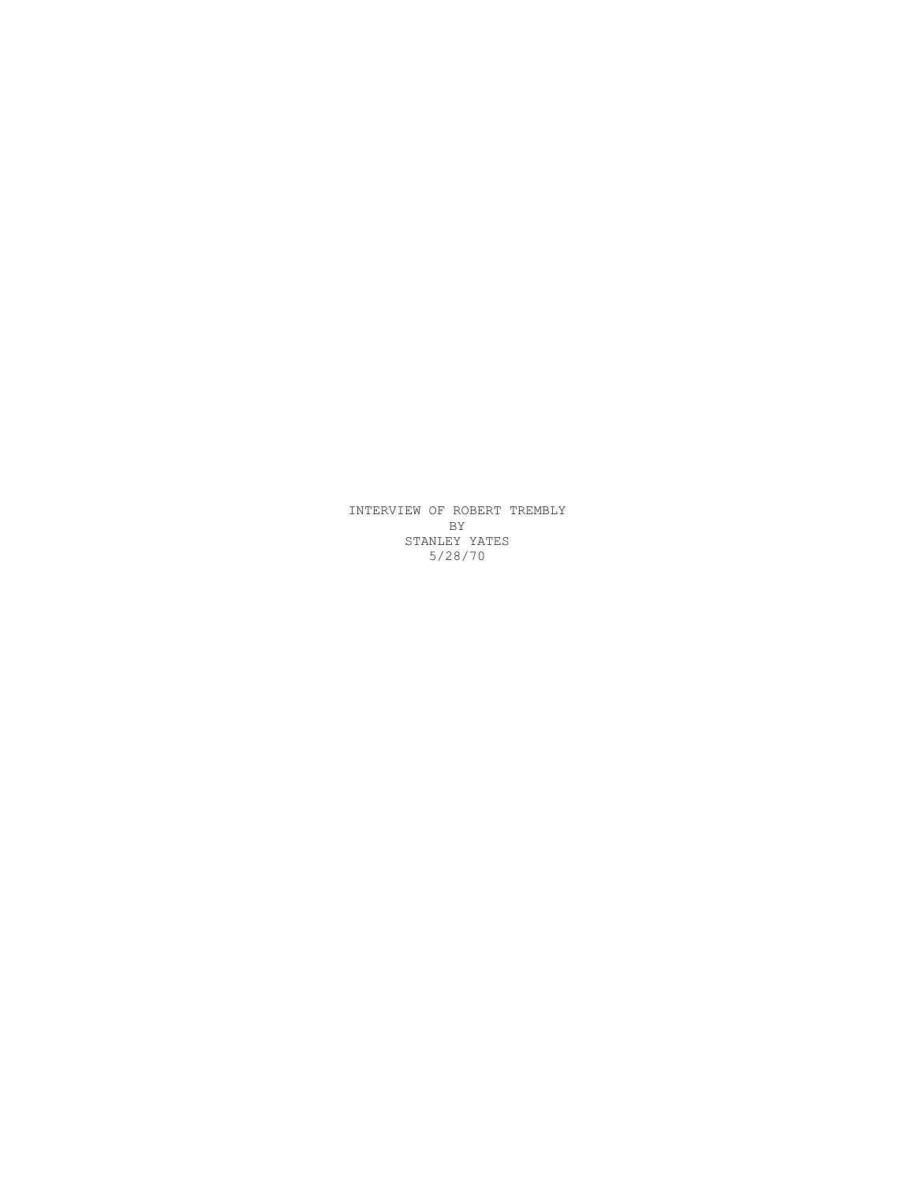INTERVIEW OF ROBERT TREMBLY

BY

STANLEY YATES

5/28/70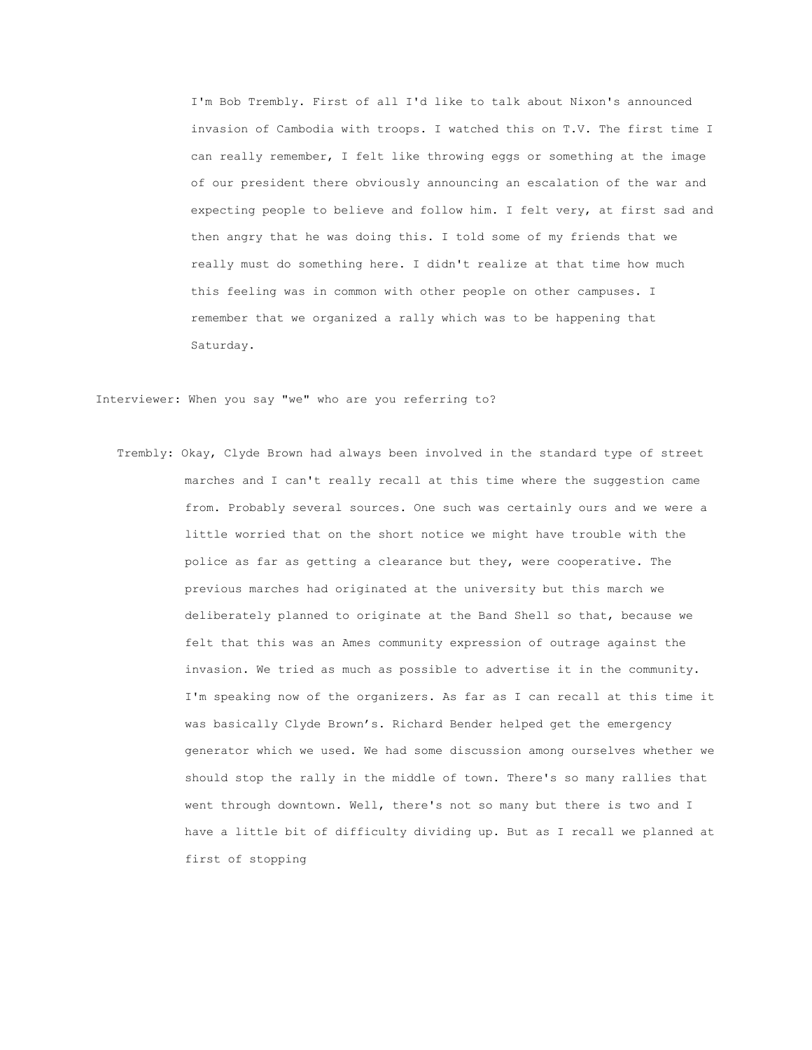I'm Bob Trembly. First of all I'd like to talk about Nixon's announced invasion of Cambodia with troops. I watched this on T.V. The first time I can really remember, I felt like throwing eggs or something at the image of our president there obviously announcing an escalation of the war and expecting people to believe and follow him. I felt very, at first sad and then angry that he was doing this. I told some of my friends that we really must do something here. I didn't realize at that time how much this feeling was in common with other people on other campuses. I remember that we organized a rally which was to be happening that Saturday.

Interviewer: When you say "we" who are you referring to?

Trembly: Okay, Clyde Brown had always been involved in the standard type of street marches and I can't really recall at this time where the suggestion came from. Probably several sources. One such was certainly ours and we were a little worried that on the short notice we might have trouble with the police as far as getting a clearance but they, were cooperative. The previous marches had originated at the university but this march we deliberately planned to originate at the Band Shell so that, because we felt that this was an Ames community expression of outrage against the invasion. We tried as much as possible to advertise it in the community. I'm speaking now of the organizers. As far as I can recall at this time it was basically Clyde Brown's. Richard Bender helped get the emergency generator which we used. We had some discussion among ourselves whether we should stop the rally in the middle of town. There's so many rallies that went through downtown. Well, there's not so many but there is two and I have a little bit of difficulty dividing up. But as I recall we planned at first of stopping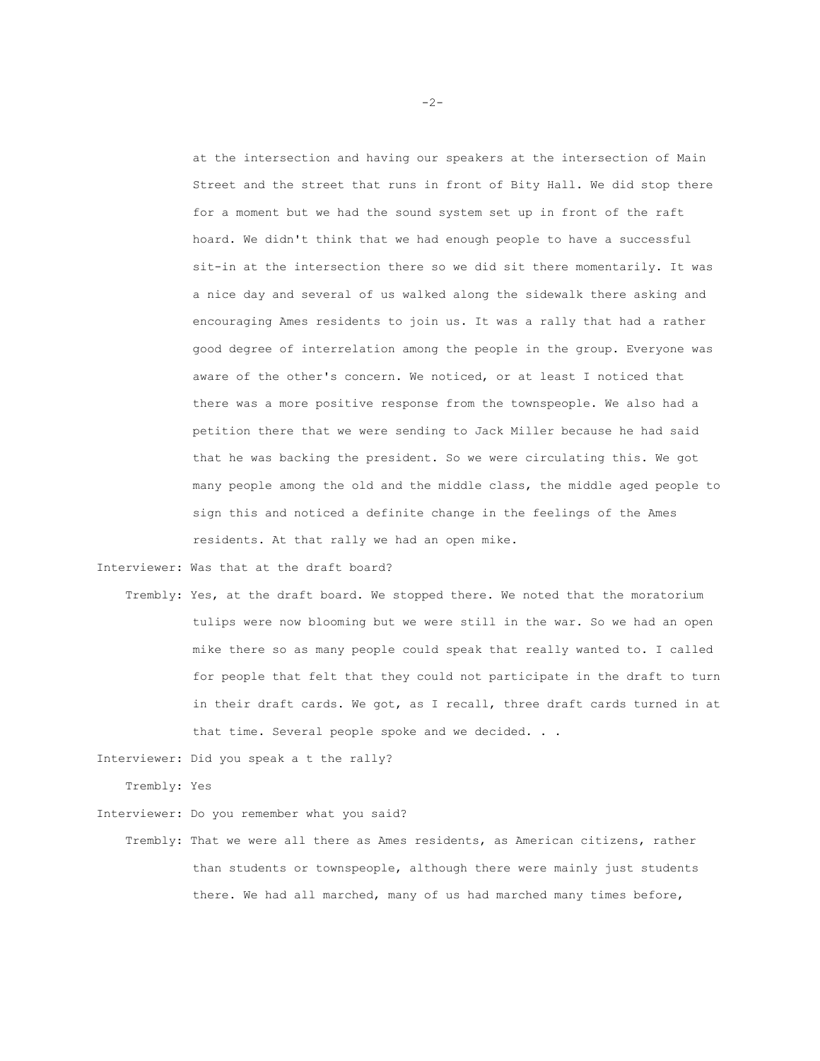at the intersection and having our speakers at the intersection of Main Street and the street that runs in front of Bity Hall. We did stop there for a moment but we had the sound system set up in front of the raft hoard. We didn't think that we had enough people to have a successful sit-in at the intersection there so we did sit there momentarily. It was a nice day and several of us walked along the sidewalk there asking and encouraging Ames residents to join us. It was a rally that had a rather good degree of interrelation among the people in the group. Everyone was aware of the other's concern. We noticed, or at least I noticed that there was a more positive response from the townspeople. We also had a petition there that we were sending to Jack Miller because he had said that he was backing the president. So we were circulating this. We got many people among the old and the middle class, the middle aged people to sign this and noticed a definite change in the feelings of the Ames residents. At that rally we had an open mike.

Interviewer: Was that at the draft board?

Trembly: Yes, at the draft board. We stopped there. We noted that the moratorium tulips were now blooming but we were still in the war. So we had an open mike there so as many people could speak that really wanted to. I called for people that felt that they could not participate in the draft to turn in their draft cards. We got, as I recall, three draft cards turned in at that time. Several people spoke and we decided. . .

Interviewer: Did you speak a t the rally?

Trembly: Yes

Interviewer: Do you remember what you said?

Trembly: That we were all there as Ames residents, as American citizens, rather than students or townspeople, although there were mainly just students there. We had all marched, many of us had marched many times before,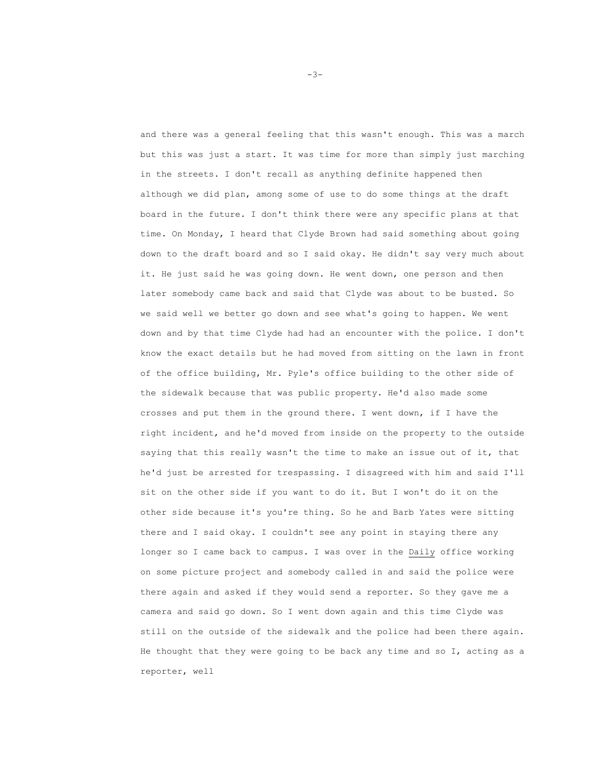and there was a general feeling that this wasn't enough. This was a march but this was just a start. It was time for more than simply just marching in the streets. I don't recall as anything definite happened then although we did plan, among some of use to do some things at the draft board in the future. I don't think there were any specific plans at that time. On Monday, I heard that Clyde Brown had said something about going down to the draft board and so I said okay. He didn't say very much about it. He just said he was going down. He went down, one person and then later somebody came back and said that Clyde was about to be busted. So we said well we better go down and see what's going to happen. We went down and by that time Clyde had had an encounter with the police. I don't know the exact details but he had moved from sitting on the lawn in front of the office building, Mr. Pyle's office building to the other side of the sidewalk because that was public property. He'd also made some crosses and put them in the ground there. I went down, if I have the right incident, and he'd moved from inside on the property to the outside saying that this really wasn't the time to make an issue out of it, that he'd just be arrested for trespassing. I disagreed with him and said I'll sit on the other side if you want to do it. But I won't do it on the other side because it's you're thing. So he and Barb Yates were sitting there and I said okay. I couldn't see any point in staying there any longer so I came back to campus. I was over in the Daily office working on some picture project and somebody called in and said the police were there again and asked if they would send a reporter. So they gave me a camera and said go down. So I went down again and this time Clyde was still on the outside of the sidewalk and the police had been there again. He thought that they were going to be back any time and so I, acting as a reporter, well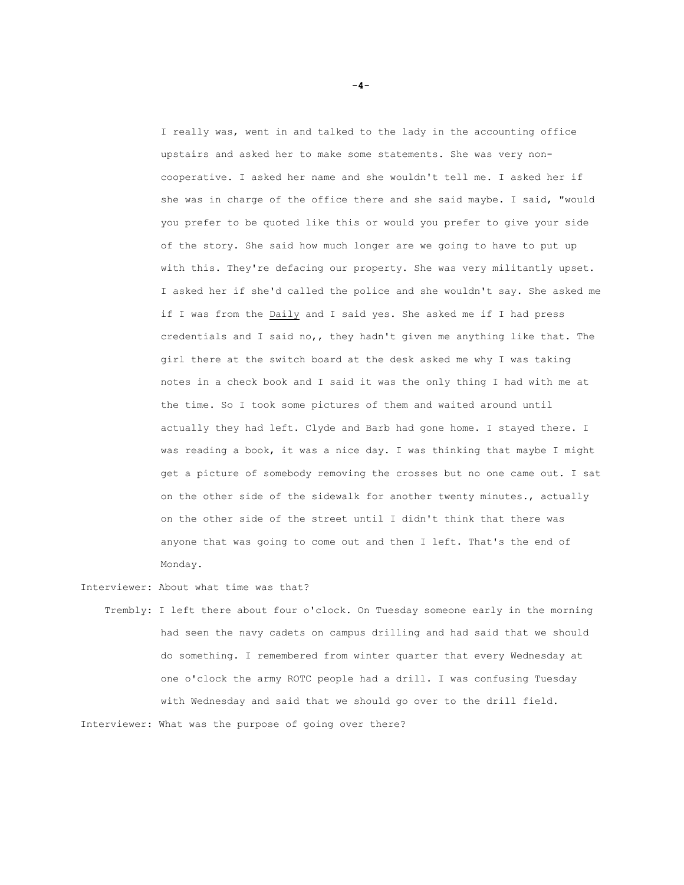I really was, went in and talked to the lady in the accounting office upstairs and asked her to make some statements. She was very non-cooperative. I asked her name and she wouldn't tell me. I asked her if she was in charge of the office there and she said maybe. I said, "would you prefer to be quoted like this or would you prefer to give your side of the story. She said how much longer are we going to have to put up with this. They're defacing our property. She was very militantly upset. I asked her if she'd called the police and she wouldn't say. She asked me if I was from the Daily and I said yes. She asked me if I had press credentials and I said no,, they hadn't given me anything like that. The girl there at the switch board at the desk asked me why I was taking notes in a check book and I said it was the only thing I had with me at the time. So I took some pictures of them and waited around until actually they had left. Clyde and Barb had gone home. I stayed there. I was reading a book, it was a nice day. I was thinking that maybe I might get a picture of somebody removing the crosses but no one came out. I sat on the other side of the sidewalk for another twenty minutes., actually on the other side of the street until I didn't think that there was anyone that was going to come out and then I left. That's the end of Monday.

Interviewer: About what time was that?

Trembly: I left there about four o'clock. On Tuesday someone early in the morning had seen the navy cadets on campus drilling and had said that we should do something. I remembered from winter quarter that every Wednesday at one o'clock the army ROTC people had a drill. I was confusing Tuesday with Wednesday and said that we should go over to the drill field.

Interviewer: What was the purpose of going over there?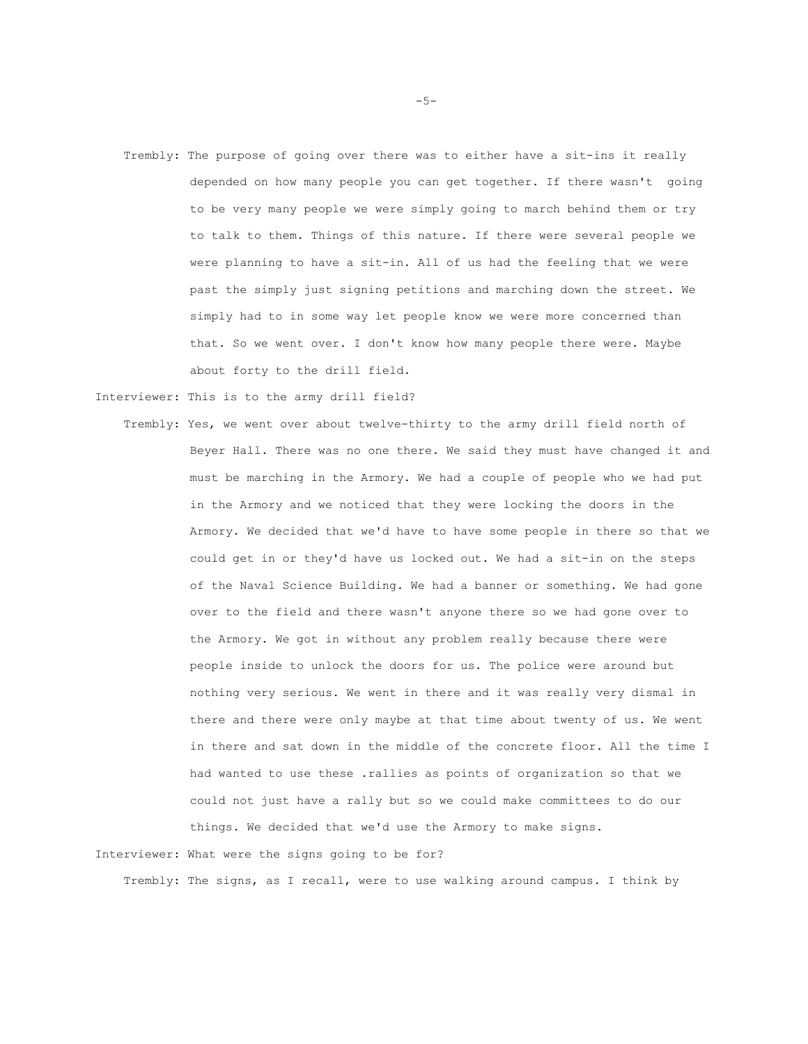Trembly: The purpose of going over there was to either have a sit-ins it really depended on how many people you can get together. If there wasn't going to be very many people we were simply going to march behind them or try to talk to them. Things of this nature. If there were several people we were planning to have a sit-in. All of us had the feeling that we were past the simply just signing petitions and marching down the street. We simply had to in some way let people know we were more concerned than that. So we went over. I don't know how many people there were. Maybe about forty to the drill field.

Interviewer: This is to the army drill field?

Trembly: Yes, we went over about twelve-thirty to the army drill field north of Beyer Hall. There was no one there. We said they must have changed it and must be marching in the Armory. We had a couple of people who we had put in the Armory and we noticed that they were locking the doors in the Armory. We decided that we'd have to have some people in there so that we could get in or they'd have us locked out. We had a sit-in on the steps of the Naval Science Building. We had a banner or something. We had gone over to the field and there wasn't anyone there so we had gone over to the Armory. We got in without any problem really because there were people inside to unlock the doors for us. The police were around but nothing very serious. We went in there and it was really very dismal in there and there were only maybe at that time about twenty of us. We went in there and sat down in the middle of the concrete floor. All the time I had wanted to use these .rallies as points of organization so that we could not just have a rally but so we could make committees to do our things. We decided that we'd use the Armory to make signs.

Interviewer: What were the signs going to be for?

Trembly: The signs, as I recall, were to use walking around campus. I think by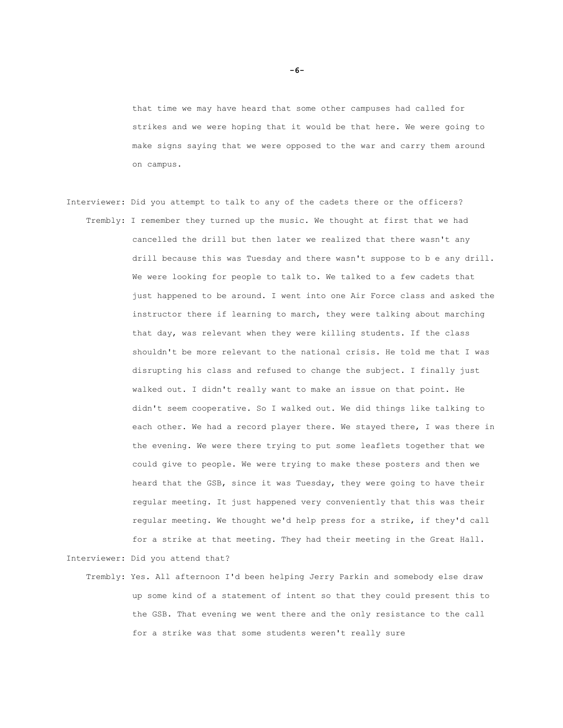that time we may have heard that some other campuses had called for strikes and we were hoping that it would be that here. We were going to make signs saying that we were opposed to the war and carry them around on campus.

Interviewer: Did you attempt to talk to any of the cadets there or the officers?

Trembly: I remember they turned up the music. We thought at first that we had cancelled the drill but then later we realized that there wasn't any drill because this was Tuesday and there wasn't suppose to b e any drill. We were looking for people to talk to. We talked to a few cadets that just happened to be around. I went into one Air Force class and asked the instructor there if learning to march, they were talking about marching that day, was relevant when they were killing students. If the class shouldn't be more relevant to the national crisis. He told me that I was disrupting his class and refused to change the subject. I finally just walked out. I didn't really want to make an issue on that point. He didn't seem cooperative. So I walked out. We did things like talking to each other. We had a record player there. We stayed there, I was there in the evening. We were there trying to put some leaflets together that we could give to people. We were trying to make these posters and then we heard that the GSB, since it was Tuesday, they were going to have their regular meeting. It just happened very conveniently that this was their regular meeting. We thought we'd help press for a strike, if they'd call for a strike at that meeting. They had their meeting in the Great Hall.

Interviewer: Did you attend that?

Trembly: Yes. All afternoon I'd been helping Jerry Parkin and somebody else draw up some kind of a statement of intent so that they could present this to the GSB. That evening we went there and the only resistance to the call for a strike was that some students weren't really sure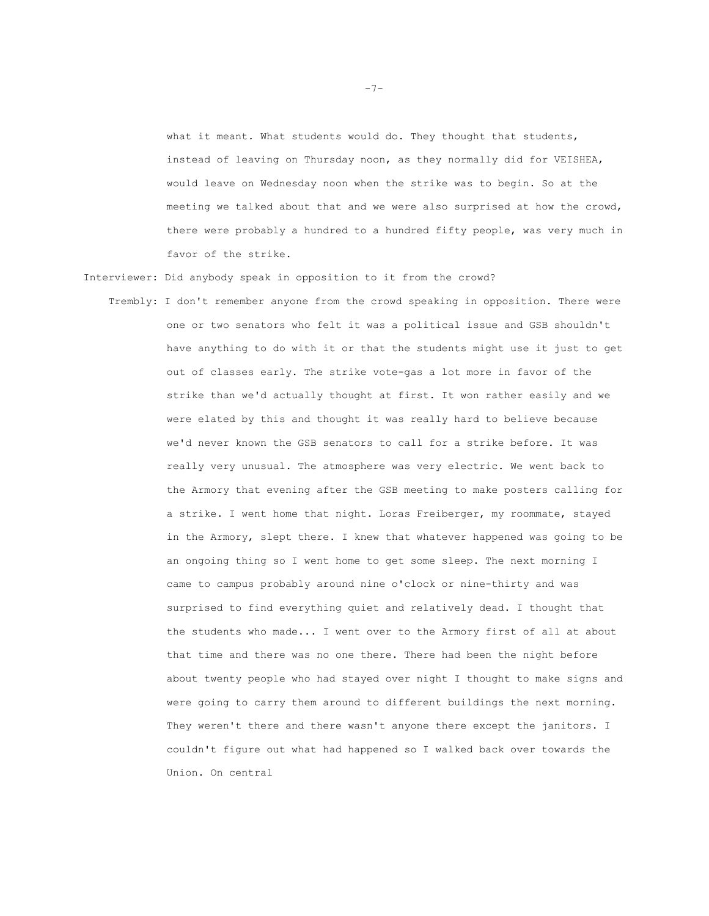what it meant. What students would do. They thought that students, instead of leaving on Thursday noon, as they normally did for VEISHEA, would leave on Wednesday noon when the strike was to begin. So at the meeting we talked about that and we were also surprised at how the crowd, there were probably a hundred to a hundred fifty people, was very much in favor of the strike.

Interviewer: Did anybody speak in opposition to it from the crowd?

Trembly: I don't remember anyone from the crowd speaking in opposition. There were one or two senators who felt it was a political issue and GSB shouldn't have anything to do with it or that the students might use it just to get out of classes early. The strike vote-gas a lot more in favor of the strike than we'd actually thought at first. It won rather easily and we were elated by this and thought it was really hard to believe because we'd never known the GSB senators to call for a strike before. It was really very unusual. The atmosphere was very electric. We went back to the Armory that evening after the GSB meeting to make posters calling for a strike. I went home that night. Loras Freiberger, my roommate, stayed in the Armory, slept there. I knew that whatever happened was going to be an ongoing thing so I went home to get some sleep. The next morning I came to campus probably around nine o'clock or nine-thirty and was surprised to find everything quiet and relatively dead. I thought that the students who made... I went over to the Armory first of all at about that time and there was no one there. There had been the night before about twenty people who had stayed over night I thought to make signs and were going to carry them around to different buildings the next morning. They weren't there and there wasn't anyone there except the janitors. I couldn't figure out what had happened so I walked back over towards the Union. On central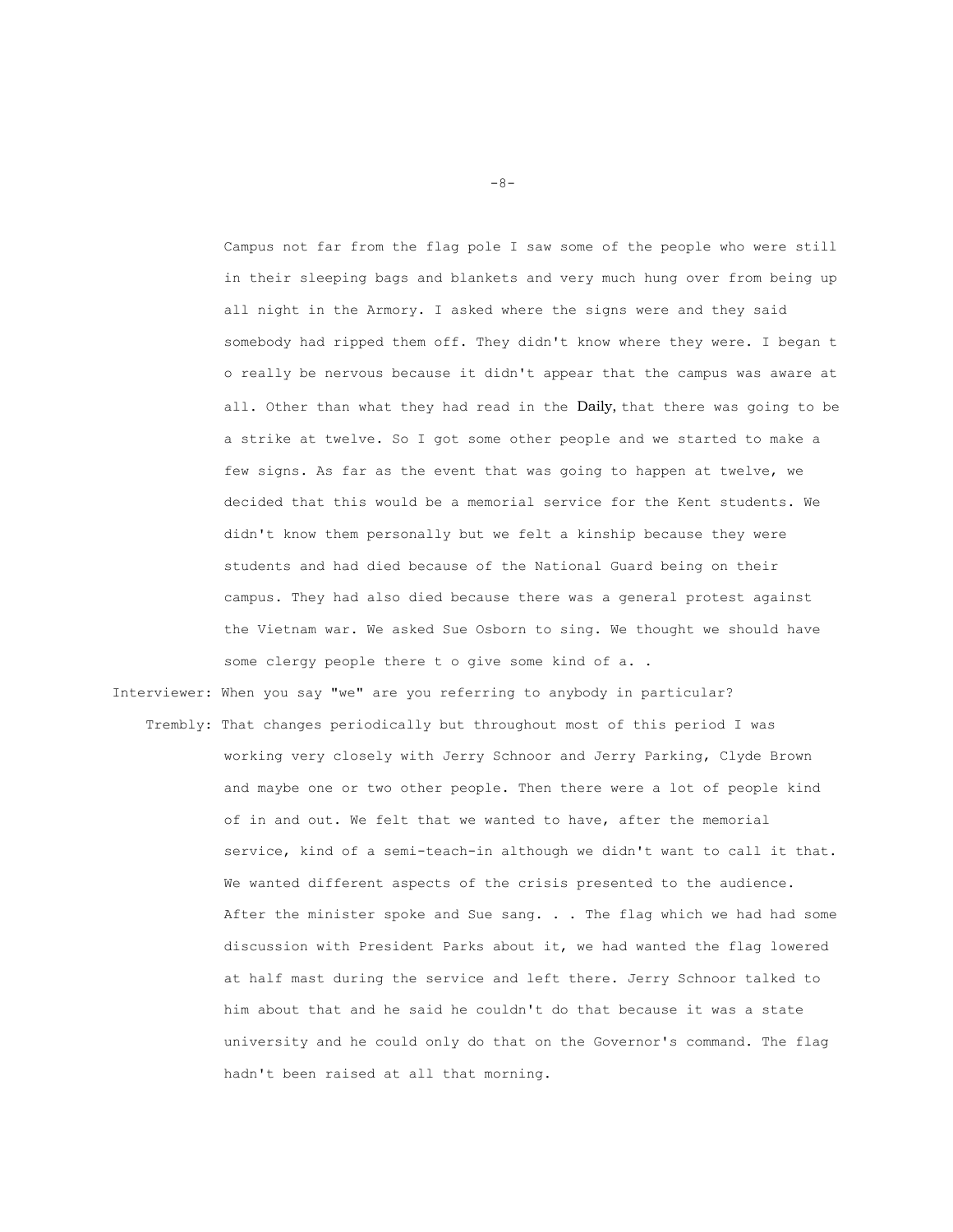Campus not far from the flag pole I saw some of the people who were still in their sleeping bags and blankets and very much hung over from being up all night in the Armory. I asked where the signs were and they said somebody had ripped them off. They didn't know where they were. I began t o really be nervous because it didn't appear that the campus was aware at all. Other than what they had read in the Daily, that there was going to be a strike at twelve. So I got some other people and we started to make a few signs. As far as the event that was going to happen at twelve, we decided that this would be a memorial service for the Kent students. We didn't know them personally but we felt a kinship because they were students and had died because of the National Guard being on their campus. They had also died because there was a general protest against the Vietnam war. We asked Sue Osborn to sing. We thought we should have some clergy people there t o give some kind of a. .

Interviewer: When you say "we" are you referring to anybody in particular?

Trembly: That changes periodically but throughout most of this period I was working very closely with Jerry Schnoor and Jerry Parking, Clyde Brown and maybe one or two other people. Then there were a lot of people kind of in and out. We felt that we wanted to have, after the memorial service, kind of a semi-teach-in although we didn't want to call it that. We wanted different aspects of the crisis presented to the audience. After the minister spoke and Sue sang. . . The flag which we had had some discussion with President Parks about it, we had wanted the flag lowered at half mast during the service and left there. Jerry Schnoor talked to him about that and he said he couldn't do that because it was a state university and he could only do that on the Governor's command. The flag hadn't been raised at all that morning.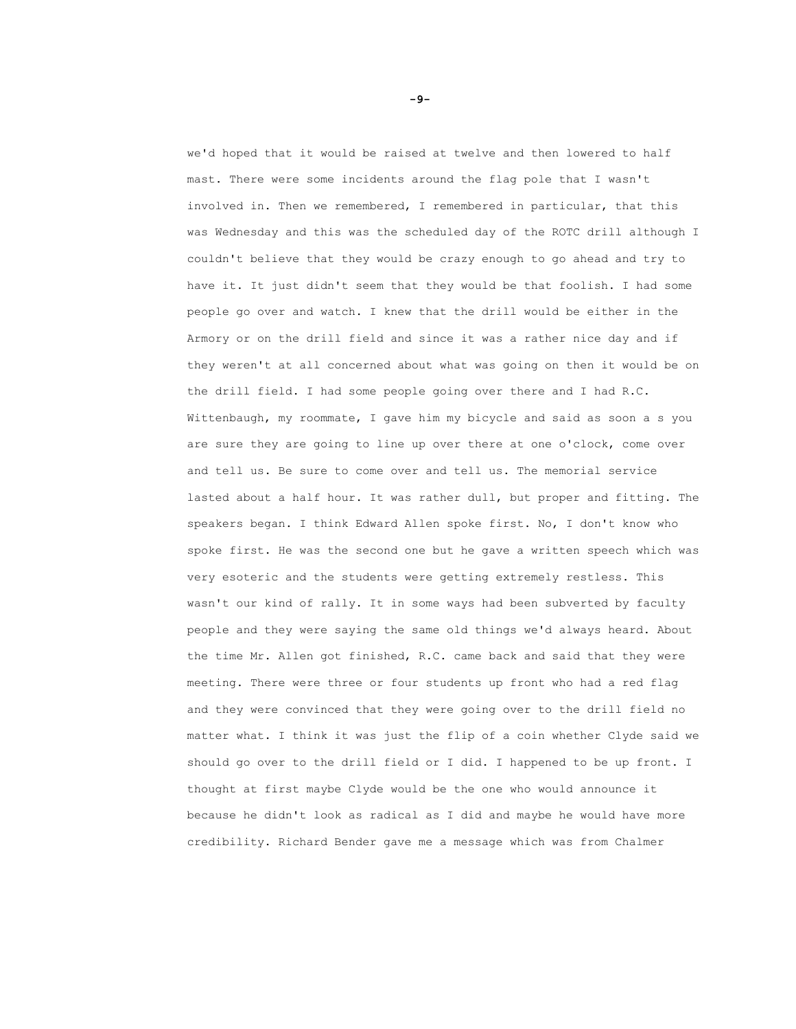we'd hoped that it would be raised at twelve and then lowered to half mast. There were some incidents around the flag pole that I wasn't involved in. Then we remembered, I remembered in particular, that this was Wednesday and this was the scheduled day of the ROTC drill although I couldn't believe that they would be crazy enough to go ahead and try to have it. It just didn't seem that they would be that foolish. I had some people go over and watch. I knew that the drill would be either in the Armory or on the drill field and since it was a rather nice day and if they weren't at all concerned about what was going on then it would be on the drill field. I had some people going over there and I had R.C. Wittenbaugh, my roommate, I gave him my bicycle and said as soon a s you are sure they are going to line up over there at one o'clock, come over and tell us. Be sure to come over and tell us. The memorial service lasted about a half hour. It was rather dull, but proper and fitting. The speakers began. I think Edward Allen spoke first. No, I don't know who spoke first. He was the second one but he gave a written speech which was very esoteric and the students were getting extremely restless. This wasn't our kind of rally. It in some ways had been subverted by faculty people and they were saying the same old things we'd always heard. About the time Mr. Allen got finished, R.C. came back and said that they were meeting. There were three or four students up front who had a red flag and they were convinced that they were going over to the drill field no matter what. I think it was just the flip of a coin whether Clyde said we should go over to the drill field or I did. I happened to be up front. I thought at first maybe Clyde would be the one who would announce it because he didn't look as radical as I did and maybe he would have more credibility. Richard Bender gave me a message which was from Chalmer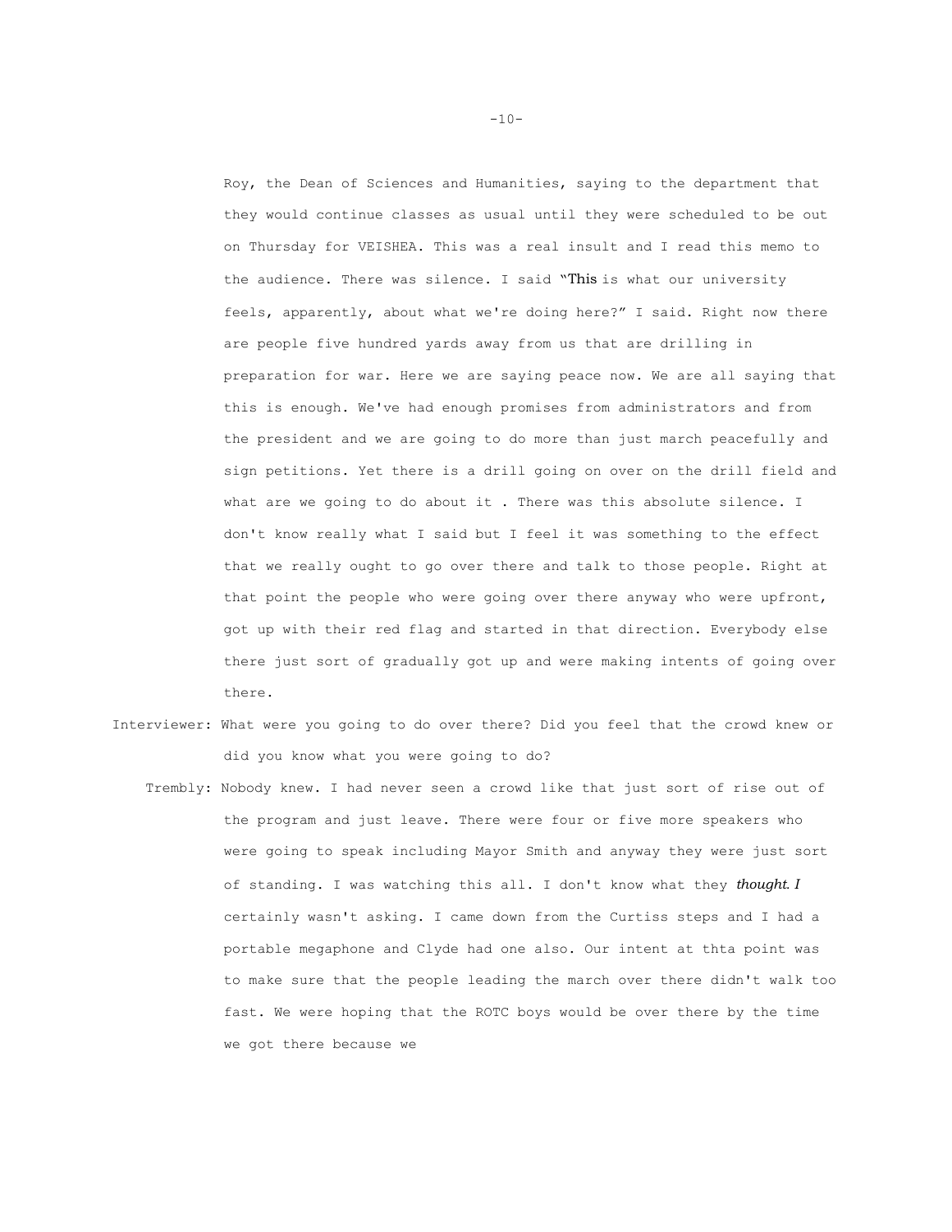Roy, the Dean of Sciences and Humanities, saying to the department that they would continue classes as usual until they were scheduled to be out on Thursday for VEISHEA. This was a real insult and I read this memo to the audience. There was silence. I said "This is what our university feels, apparently, about what we're doing here?" I said. Right now there are people five hundred yards away from us that are drilling in preparation for war. Here we are saying peace now. We are all saying that this is enough. We've had enough promises from administrators and from the president and we are going to do more than just march peacefully and sign petitions. Yet there is a drill going on over on the drill field and what are we going to do about it . There was this absolute silence. I don't know really what I said but I feel it was something to the effect that we really ought to go over there and talk to those people. Right at that point the people who were going over there anyway who were upfront, got up with their red flag and started in that direction. Everybody else there just sort of gradually got up and were making intents of going over there.

Interviewer: What were you going to do over there? Did you feel that the crowd knew or did you know what you were going to do?

Trembly: Nobody knew. I had never seen a crowd like that just sort of rise out of the program and just leave. There were four or five more speakers who were going to speak including Mayor Smith and anyway they were just sort of standing. I was watching this all. I don't know what they *thought. I* certainly wasn't asking. I came down from the Curtiss steps and I had a portable megaphone and Clyde had one also. Our intent at thta point was to make sure that the people leading the march over there didn't walk too fast. We were hoping that the ROTC boys would be over there by the time we got there because we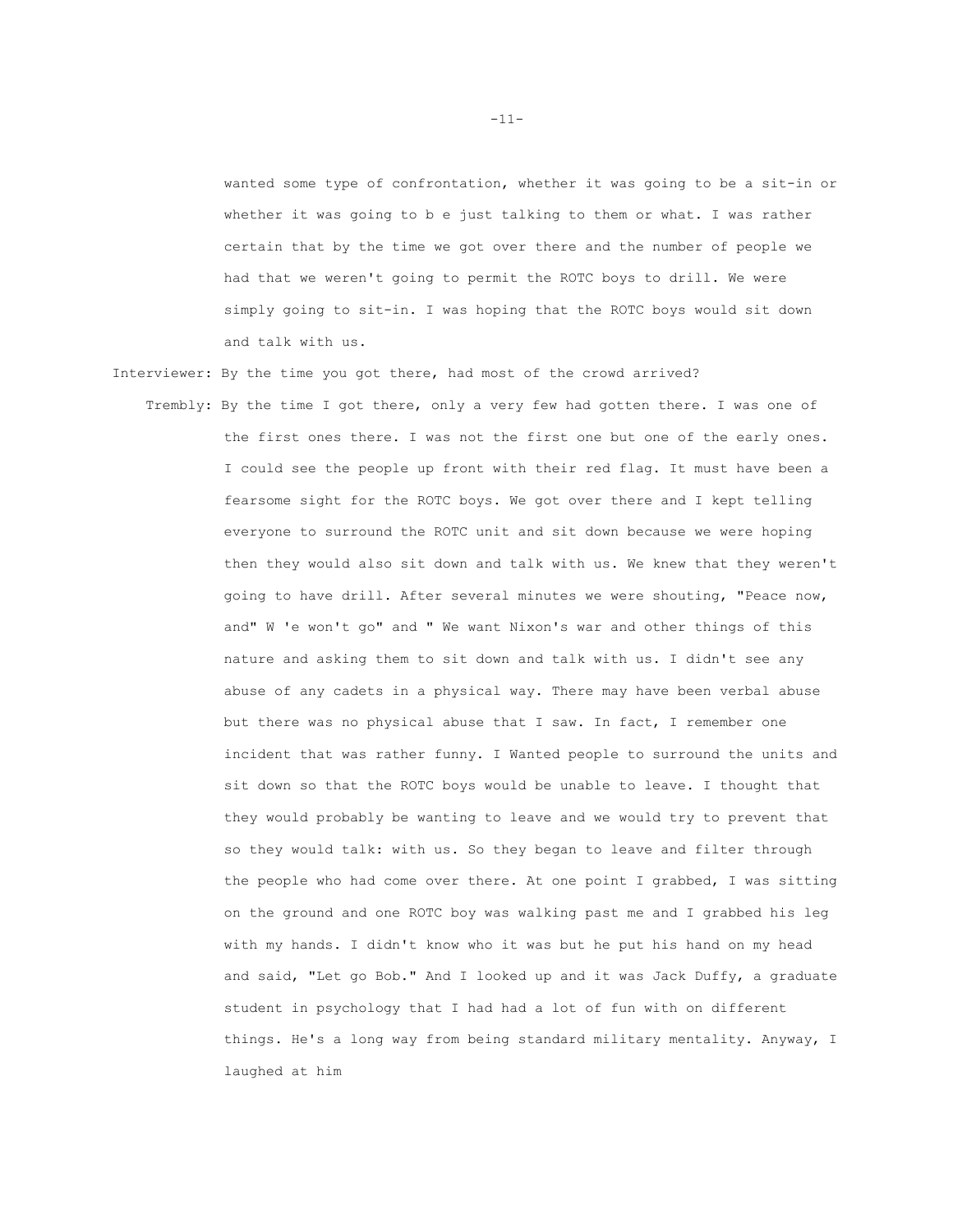wanted some type of confrontation, whether it was going to be a sit-in or whether it was going to b e just talking to them or what. I was rather certain that by the time we got over there and the number of people we had that we weren't going to permit the ROTC boys to drill. We were simply going to sit-in. I was hoping that the ROTC boys would sit down and talk with us.

Interviewer: By the time you got there, had most of the crowd arrived?

Trembly: By the time I got there, only a very few had gotten there. I was one of the first ones there. I was not the first one but one of the early ones. I could see the people up front with their red flag. It must have been a fearsome sight for the ROTC boys. We got over there and I kept telling everyone to surround the ROTC unit and sit down because we were hoping then they would also sit down and talk with us. We knew that they weren't going to have drill. After several minutes we were shouting, "Peace now, and" W 'e won't go" and " We want Nixon's war and other things of this nature and asking them to sit down and talk with us. I didn't see any abuse of any cadets in a physical way. There may have been verbal abuse but there was no physical abuse that I saw. In fact, I remember one incident that was rather funny. I Wanted people to surround the units and sit down so that the ROTC boys would be unable to leave. I thought that they would probably be wanting to leave and we would try to prevent that so they would talk: with us. So they began to leave and filter through the people who had come over there. At one point I grabbed, I was sitting on the ground and one ROTC boy was walking past me and I grabbed his leg with my hands. I didn't know who it was but he put his hand on my head and said, "Let go Bob." And I looked up and it was Jack Duffy, a graduate student in psychology that I had had a lot of fun with on different things. He's a long way from being standard military mentality. Anyway, I laughed at him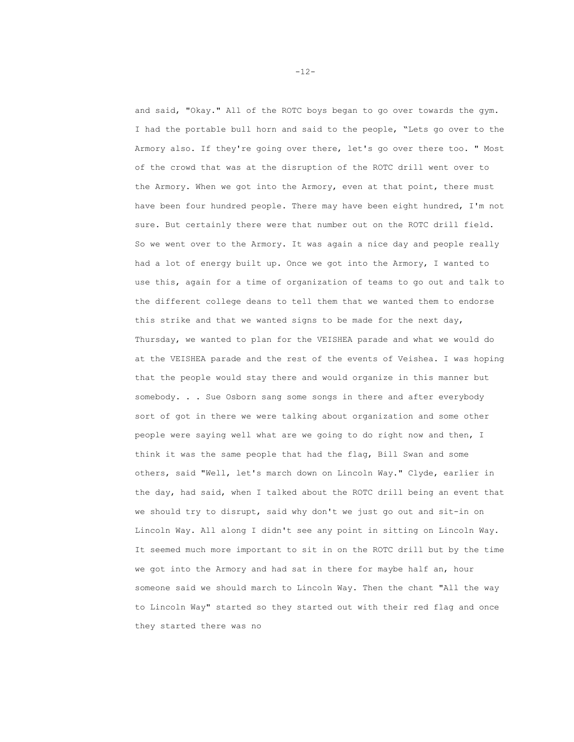and said, "Okay." All of the ROTC boys began to go over towards the gym. I had the portable bull horn and said to the people, "Lets go over to the Armory also. If they're going over there, let's go over there too. " Most of the crowd that was at the disruption of the ROTC drill went over to the Armory. When we got into the Armory, even at that point, there must have been four hundred people. There may have been eight hundred, I'm not sure. But certainly there were that number out on the ROTC drill field. So we went over to the Armory. It was again a nice day and people really had a lot of energy built up. Once we got into the Armory, I wanted to use this, again for a time of organization of teams to go out and talk to the different college deans to tell them that we wanted them to endorse this strike and that we wanted signs to be made for the next day, Thursday, we wanted to plan for the VEISHEA parade and what we would do at the VEISHEA parade and the rest of the events of Veishea. I was hoping that the people would stay there and would organize in this manner but somebody. . . Sue Osborn sang some songs in there and after everybody sort of got in there we were talking about organization and some other people were saying well what are we going to do right now and then, I think it was the same people that had the flag, Bill Swan and some others, said "Well, let's march down on Lincoln Way." Clyde, earlier in the day, had said, when I talked about the ROTC drill being an event that we should try to disrupt, said why don't we just go out and sit-in on Lincoln Way. All along I didn't see any point in sitting on Lincoln Way. It seemed much more important to sit in on the ROTC drill but by the time we got into the Armory and had sat in there for maybe half an, hour someone said we should march to Lincoln Way. Then the chant "All the way to Lincoln Way" started so they started out with their red flag and once they started there was no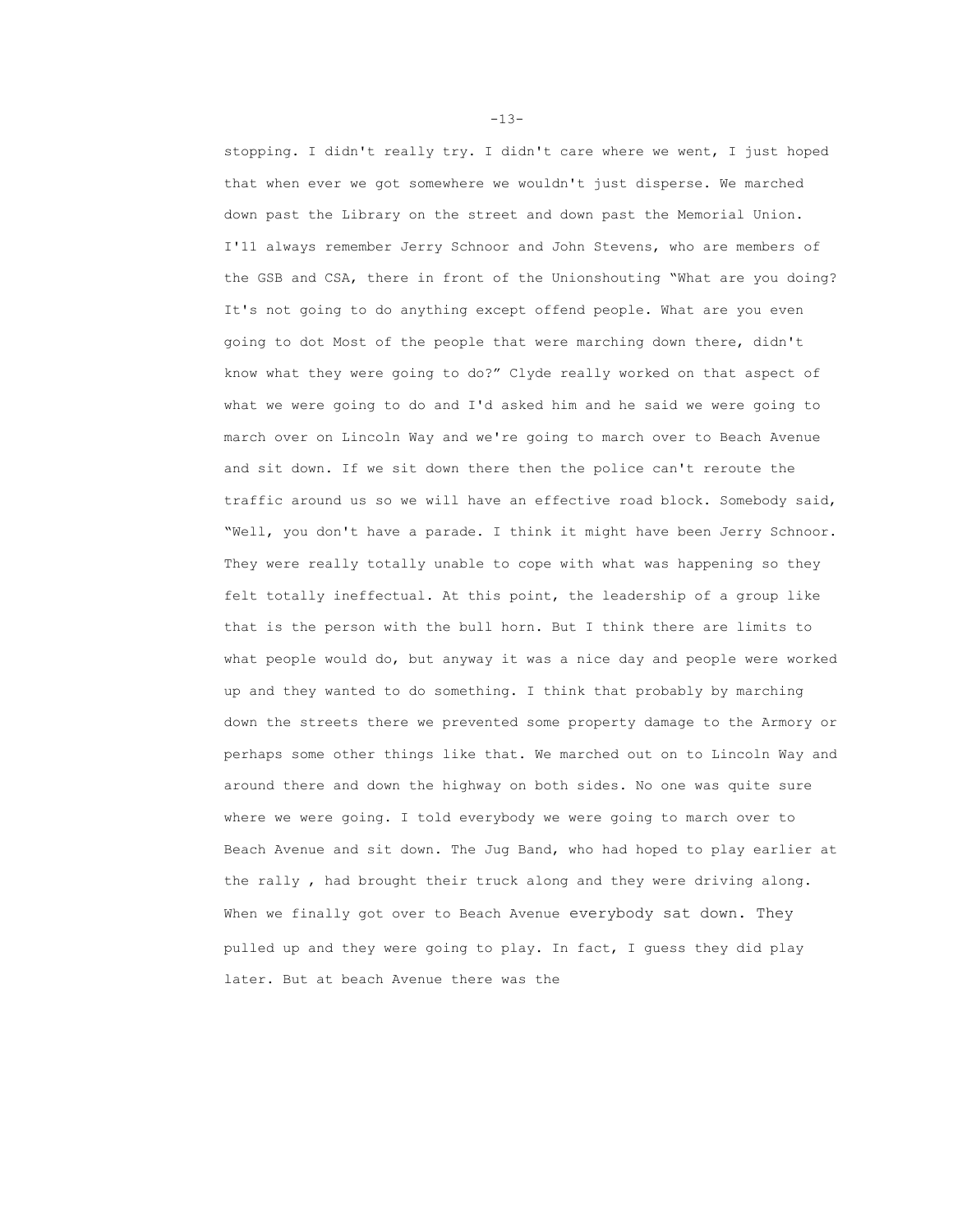stopping. I didn't really try. I didn't care where we went, I just hoped that when ever we got somewhere we wouldn't just disperse. We marched down past the Library on the street and down past the Memorial Union. I'll always remember Jerry Schnoor and John Stevens, who are members of the GSB and CSA, there in front of the Unionshouting "What are you doing? It's not going to do anything except offend people. What are you even going to dot Most of the people that were marching down there, didn't know what they were going to do?" Clyde really worked on that aspect of what we were going to do and I'd asked him and he said we were going to march over on Lincoln Way and we're going to march over to Beach Avenue and sit down. If we sit down there then the police can't reroute the traffic around us so we will have an effective road block. Somebody said, "Well, you don't have a parade. I think it might have been Jerry Schnoor. They were really totally unable to cope with what was happening so they felt totally ineffectual. At this point, the leadership of a group like that is the person with the bull horn. But I think there are limits to what people would do, but anyway it was a nice day and people were worked up and they wanted to do something. I think that probably by marching down the streets there we prevented some property damage to the Armory or perhaps some other things like that. We marched out on to Lincoln Way and around there and down the highway on both sides. No one was quite sure where we were going. I told everybody we were going to march over to Beach Avenue and sit down. The Jug Band, who had hoped to play earlier at the rally , had brought their truck along and they were driving along. When we finally got over to Beach Avenue everybody sat down. They pulled up and they were going to play. In fact, I guess they did play later. But at beach Avenue there was the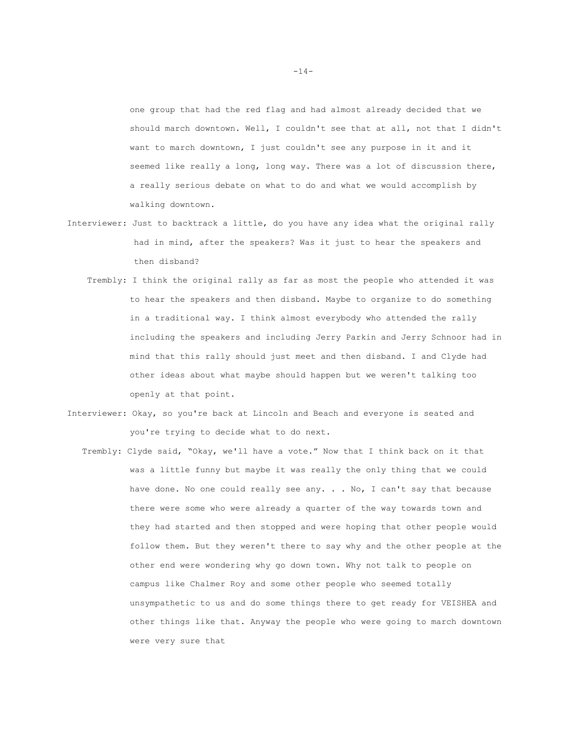one group that had the red flag and had almost already decided that we should march downtown. Well, I couldn't see that at all, not that I didn't want to march downtown, I just couldn't see any purpose in it and it seemed like really a long, long way. There was a lot of discussion there, a really serious debate on what to do and what we would accomplish by walking downtown.

Interviewer: Just to backtrack a little, do you have any idea what the original rally had in mind, after the speakers? Was it just to hear the speakers and then disband?

Trembly: I think the original rally as far as most the people who attended it was to hear the speakers and then disband. Maybe to organize to do something in a traditional way. I think almost everybody who attended the rally including the speakers and including Jerry Parkin and Jerry Schnoor had in mind that this rally should just meet and then disband. I and Clyde had other ideas about what maybe should happen but we weren't talking too openly at that point.

Interviewer: Okay, so you're back at Lincoln and Beach and everyone is seated and you're trying to decide what to do next.

Trembly: Clyde said, "Okay, we'll have a vote." Now that I think back on it that was a little funny but maybe it was really the only thing that we could have done. No one could really see any. . . No, I can't say that because there were some who were already a quarter of the way towards town and they had started and then stopped and were hoping that other people would follow them. But they weren't there to say why and the other people at the other end were wondering why go down town. Why not talk to people on campus like Chalmer Roy and some other people who seemed totally unsympathetic to us and do some things there to get ready for VEISHEA and other things like that. Anyway the people who were going to march downtown were very sure that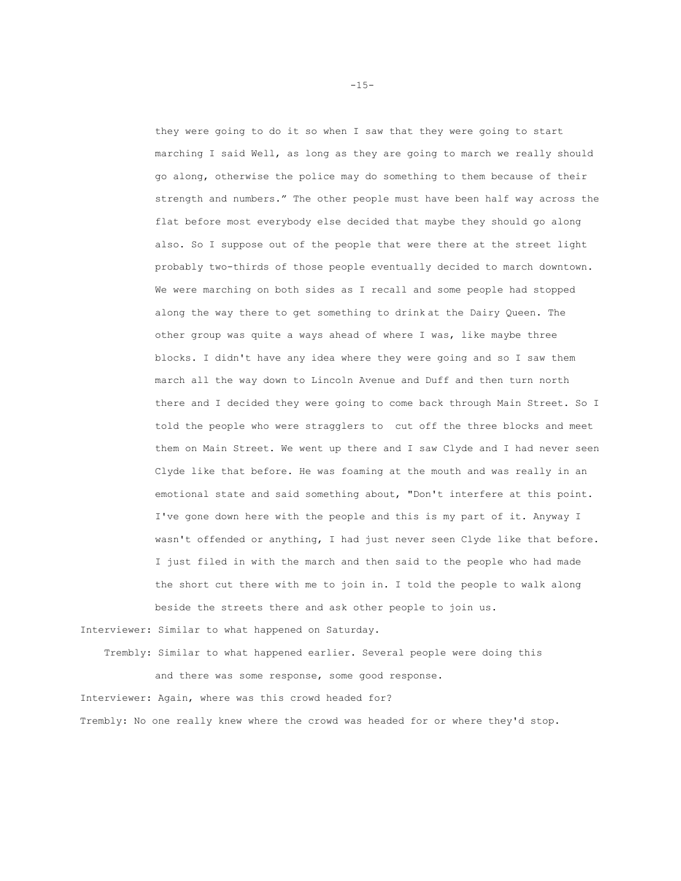they were going to do it so when I saw that they were going to start marching I said Well, as long as they are going to march we really should go along, otherwise the police may do something to them because of their strength and numbers." The other people must have been half way across the flat before most everybody else decided that maybe they should go along also. So I suppose out of the people that were there at the street light probably two-thirds of those people eventually decided to march downtown. We were marching on both sides as I recall and some people had stopped along the way there to get something to drink at the Dairy Queen. The other group was quite a ways ahead of where I was, like maybe three blocks. I didn't have any idea where they were going and so I saw them march all the way down to Lincoln Avenue and Duff and then turn north there and I decided they were going to come back through Main Street. So I told the people who were stragglers to cut off the three blocks and meet them on Main Street. We went up there and I saw Clyde and I had never seen Clyde like that before. He was foaming at the mouth and was really in an emotional state and said something about, "Don't interfere at this point. I've gone down here with the people and this is my part of it. Anyway I wasn't offended or anything, I had just never seen Clyde like that before. I just filed in with the march and then said to the people who had made the short cut there with me to join in. I told the people to walk along beside the streets there and ask other people to join us.

Interviewer: Similar to what happened on Saturday.

Trembly: Similar to what happened earlier. Several people were doing this and there was some response, some good response.

Interviewer: Again, where was this crowd headed for?

Trembly: No one really knew where the crowd was headed for or where they'd stop.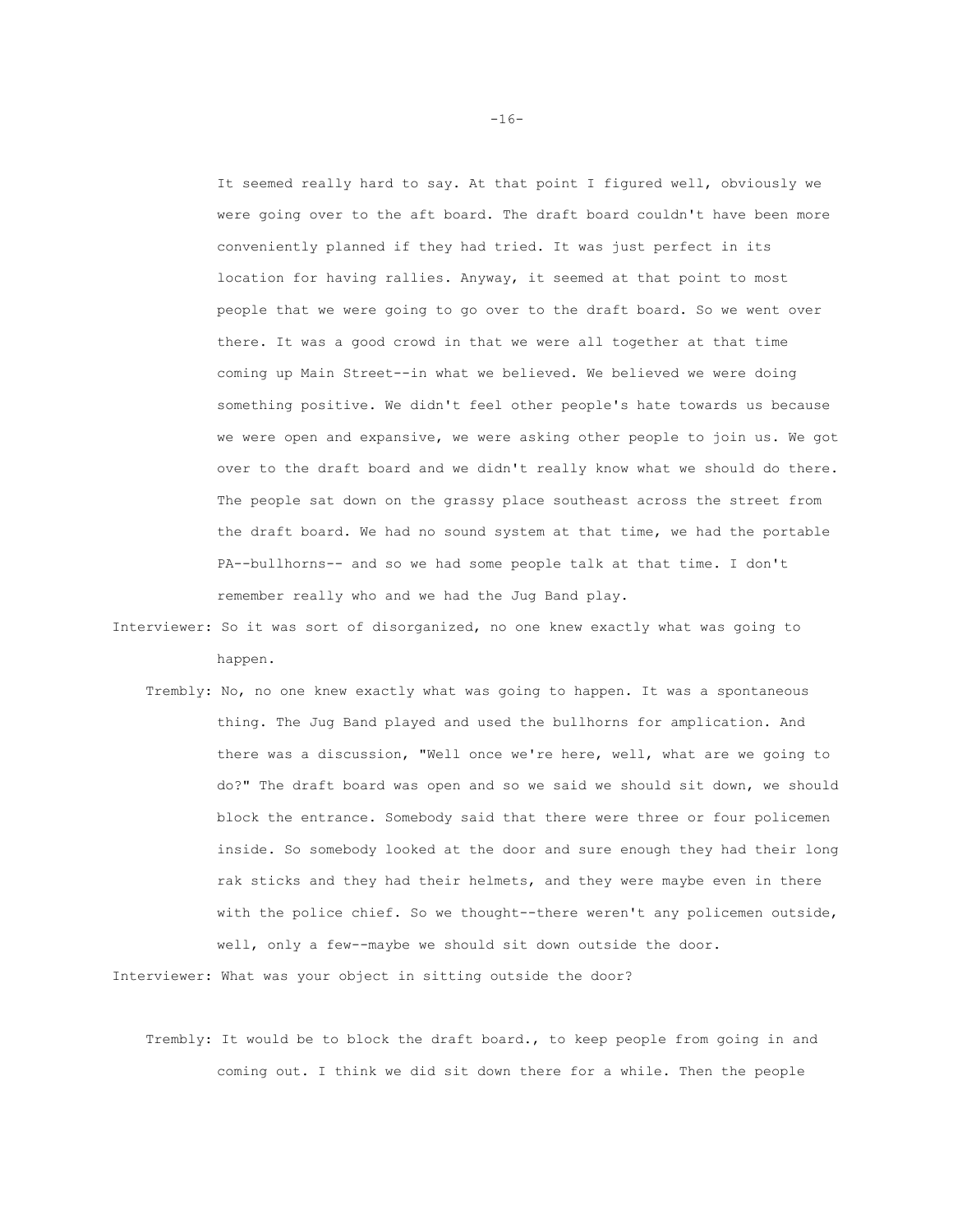It seemed really hard to say. At that point I figured well, obviously we were going over to the aft board. The draft board couldn't have been more conveniently planned if they had tried. It was just perfect in its location for having rallies. Anyway, it seemed at that point to most people that we were going to go over to the draft board. So we went over there. It was a good crowd in that we were all together at that time coming up Main Street--in what we believed. We believed we were doing something positive. We didn't feel other people's hate towards us because we were open and expansive, we were asking other people to join us. We got over to the draft board and we didn't really know what we should do there. The people sat down on the grassy place southeast across the street from the draft board. We had no sound system at that time, we had the portable PA--bullhorns-- and so we had some people talk at that time. I don't remember really who and we had the Jug Band play.

Interviewer: So it was sort of disorganized, no one knew exactly what was going to happen.

Trembly: No, no one knew exactly what was going to happen. It was a spontaneous thing. The Jug Band played and used the bullhorns for amplication. And there was a discussion, "Well once we're here, well, what are we going to do?" The draft board was open and so we said we should sit down, we should block the entrance. Somebody said that there were three or four policemen inside. So somebody looked at the door and sure enough they had their long rak sticks and they had their helmets, and they were maybe even in there with the police chief. So we thought--there weren't any policemen outside, well, only a few--maybe we should sit down outside the door.

Interviewer: What was your object in sitting outside the door?

Trembly: It would be to block the draft board., to keep people from going in and coming out. I think we did sit down there for a while. Then the people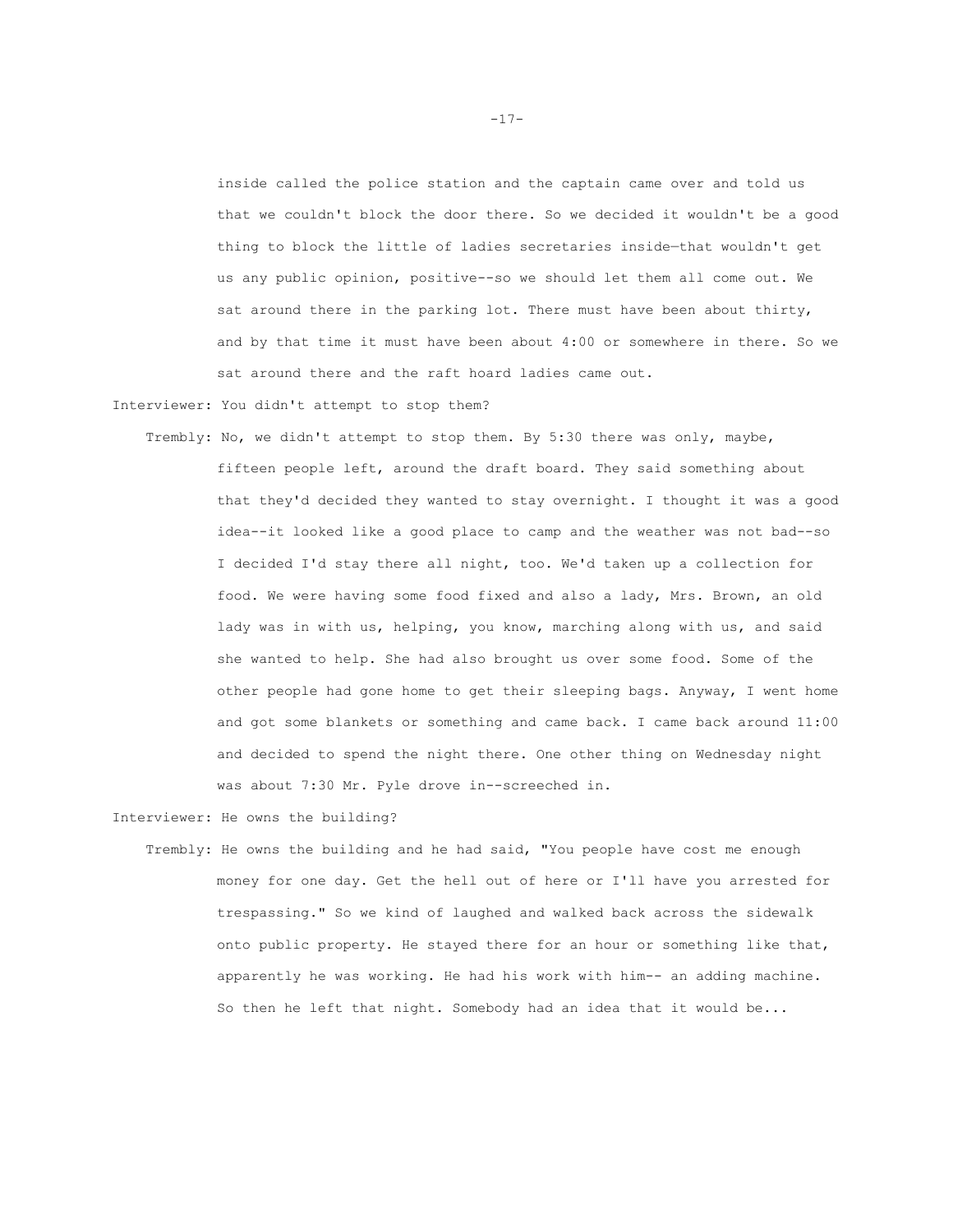inside called the police station and the captain came over and told us that we couldn't block the door there. So we decided it wouldn't be a good thing to block the little of ladies secretaries inside—that wouldn't get us any public opinion, positive--so we should let them all come out. We sat around there in the parking lot. There must have been about thirty, and by that time it must have been about 4:00 or somewhere in there. So we sat around there and the raft hoard ladies came out.

Interviewer: You didn't attempt to stop them?

Trembly: No, we didn't attempt to stop them. By 5:30 there was only, maybe, fifteen people left, around the draft board. They said something about that they'd decided they wanted to stay overnight. I thought it was a good idea--it looked like a good place to camp and the weather was not bad--so I decided I'd stay there all night, too. We'd taken up a collection for food. We were having some food fixed and also a lady, Mrs. Brown, an old lady was in with us, helping, you know, marching along with us, and said she wanted to help. She had also brought us over some food. Some of the other people had gone home to get their sleeping bags. Anyway, I went home and got some blankets or something and came back. I came back around 11:00 and decided to spend the night there. One other thing on Wednesday night was about 7:30 Mr. Pyle drove in--screeched in.

Interviewer: He owns the building?

Trembly: He owns the building and he had said, "You people have cost me enough money for one day. Get the hell out of here or I'll have you arrested for trespassing." So we kind of laughed and walked back across the sidewalk onto public property. He stayed there for an hour or something like that, apparently he was working. He had his work with him-- an adding machine. So then he left that night. Somebody had an idea that it would be...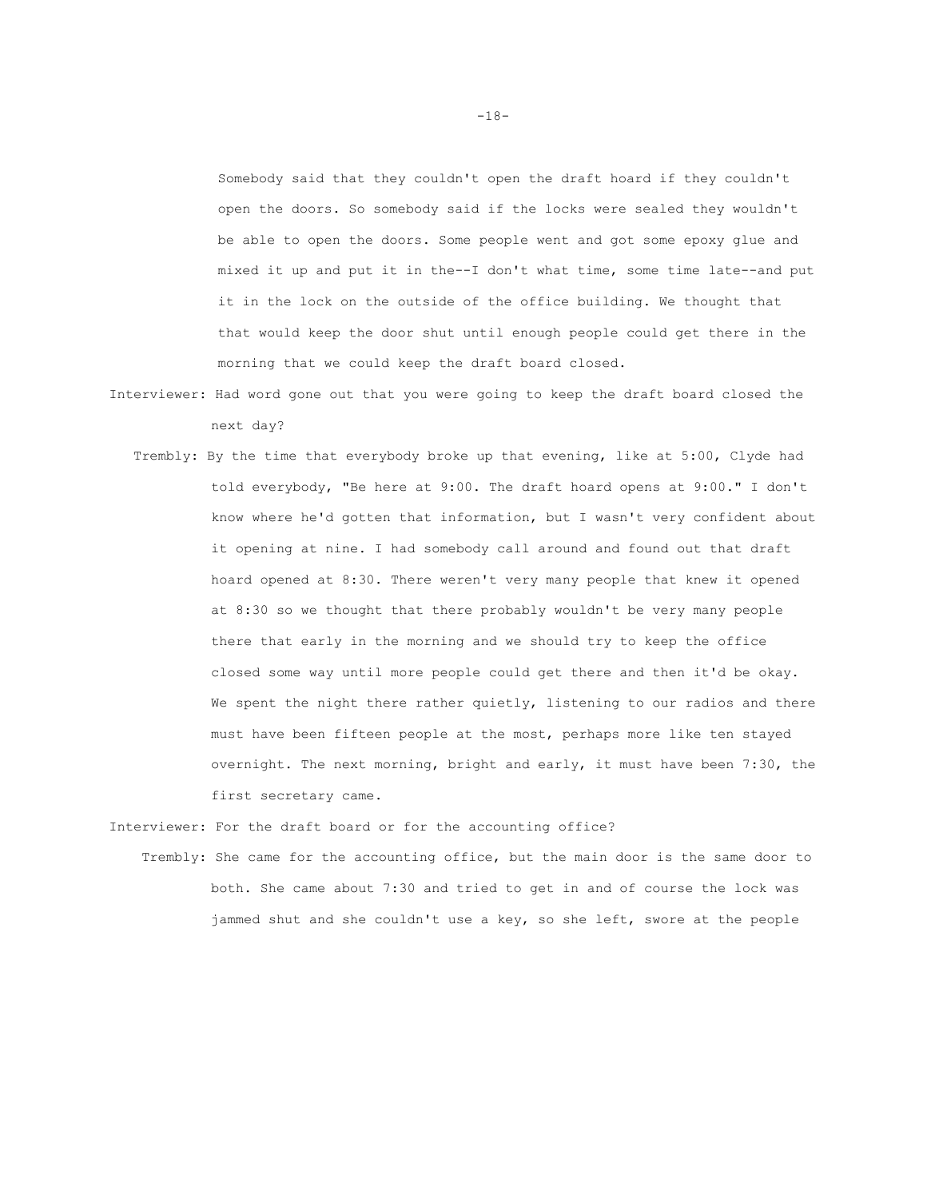Somebody said that they couldn't open the draft hoard if they couldn't open the doors. So somebody said if the locks were sealed they wouldn't be able to open the doors. Some people went and got some epoxy glue and mixed it up and put it in the--I don't what time, some time late--and put it in the lock on the outside of the office building. We thought that that would keep the door shut until enough people could get there in the morning that we could keep the draft board closed.

Interviewer: Had word gone out that you were going to keep the draft board closed the next day?

Trembly: By the time that everybody broke up that evening, like at 5:00, Clyde had told everybody, "Be here at 9:00. The draft hoard opens at 9:00." I don't know where he'd gotten that information, but I wasn't very confident about it opening at nine. I had somebody call around and found out that draft hoard opened at 8:30. There weren't very many people that knew it opened at 8:30 so we thought that there probably wouldn't be very many people there that early in the morning and we should try to keep the office closed some way until more people could get there and then it'd be okay. We spent the night there rather quietly, listening to our radios and there must have been fifteen people at the most, perhaps more like ten stayed overnight. The next morning, bright and early, it must have been 7:30, the first secretary came.

Interviewer: For the draft board or for the accounting office?

Trembly: She came for the accounting office, but the main door is the same door to both. She came about 7:30 and tried to get in and of course the lock was jammed shut and she couldn't use a key, so she left, swore at the people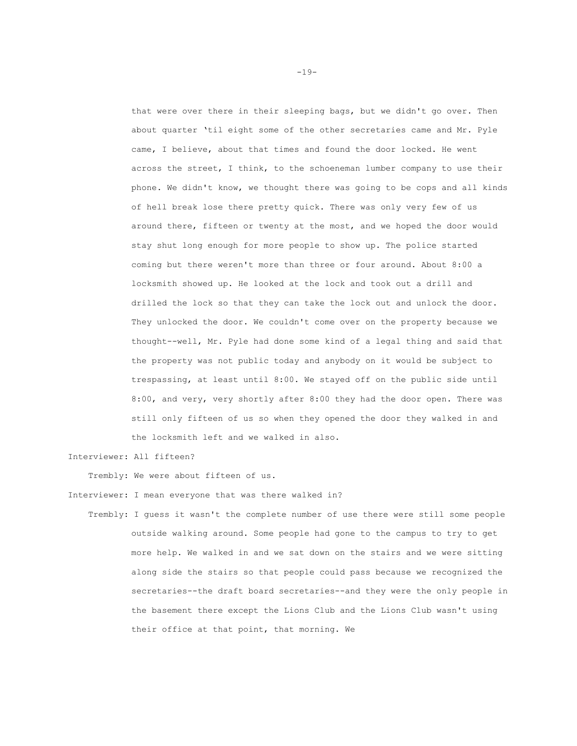that were over there in their sleeping bags, but we didn't go over. Then about quarter 'til eight some of the other secretaries came and Mr. Pyle came, I believe, about that times and found the door locked. He went across the street, I think, to the schoeneman lumber company to use their phone. We didn't know, we thought there was going to be cops and all kinds of hell break lose there pretty quick. There was only very few of us around there, fifteen or twenty at the most, and we hoped the door would stay shut long enough for more people to show up. The police started coming but there weren't more than three or four around. About 8:00 a locksmith showed up. He looked at the lock and took out a drill and drilled the lock so that they can take the lock out and unlock the door. They unlocked the door. We couldn't come over on the property because we thought--well, Mr. Pyle had done some kind of a legal thing and said that the property was not public today and anybody on it would be subject to trespassing, at least until 8:00. We stayed off on the public side until 8:00, and very, very shortly after 8:00 they had the door open. There was still only fifteen of us so when they opened the door they walked in and the locksmith left and we walked in also.

Interviewer: All fifteen?

Trembly: We were about fifteen of us.

Interviewer: I mean everyone that was there walked in?

Trembly: I guess it wasn't the complete number of use there were still some people outside walking around. Some people had gone to the campus to try to get more help. We walked in and we sat down on the stairs and we were sitting along side the stairs so that people could pass because we recognized the secretaries--the draft board secretaries--and they were the only people in the basement there except the Lions Club and the Lions Club wasn't using their office at that point, that morning. We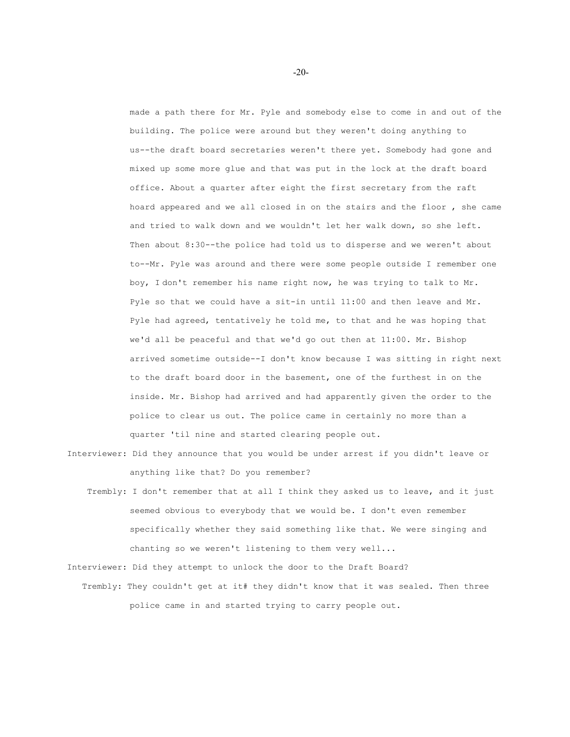made a path there for Mr. Pyle and somebody else to come in and out of the building. The police were around but they weren't doing anything to us--the draft board secretaries weren't there yet. Somebody had gone and mixed up some more glue and that was put in the lock at the draft board office. About a quarter after eight the first secretary from the raft hoard appeared and we all closed in on the stairs and the floor , she came and tried to walk down and we wouldn't let her walk down, so she left. Then about 8:30--the police had told us to disperse and we weren't about to--Mr. Pyle was around and there were some people outside I remember one boy, I don't remember his name right now, he was trying to talk to Mr. Pyle so that we could have a sit-in until 11:00 and then leave and Mr. Pyle had agreed, tentatively he told me, to that and he was hoping that we'd all be peaceful and that we'd go out then at 11:00. Mr. Bishop arrived sometime outside--I don't know because I was sitting in right next to the draft board door in the basement, one of the furthest in on the inside. Mr. Bishop had arrived and had apparently given the order to the police to clear us out. The police came in certainly no more than a quarter 'til nine and started clearing people out.

Interviewer: Did they announce that you would be under arrest if you didn't leave or anything like that? Do you remember?

Trembly: I don't remember that at all I think they asked us to leave, and it just seemed obvious to everybody that we would be. I don't even remember specifically whether they said something like that. We were singing and chanting so we weren't listening to them very well...

Interviewer: Did they attempt to unlock the door to the Draft Board?

Trembly: They couldn't get at it# they didn't know that it was sealed. Then three police came in and started trying to carry people out.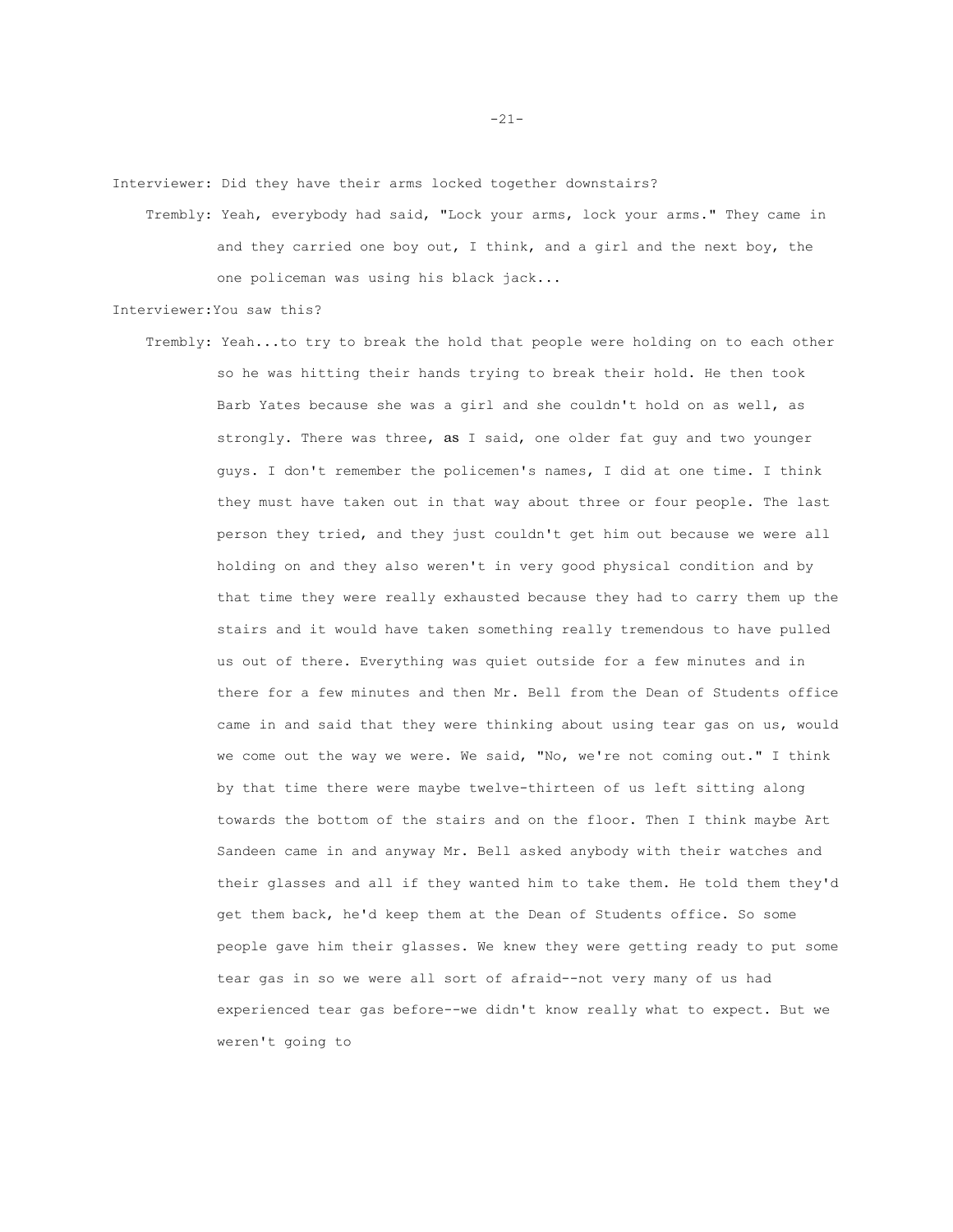Interviewer: Did they have their arms locked together downstairs?

Trembly: Yeah, everybody had said, "Lock your arms, lock your arms." They came in and they carried one boy out, I think, and a girl and the next boy, the one policeman was using his black jack...

Interviewer: You saw this?

Trembly: Yeah...to try to break the hold that people were holding on to each other so he was hitting their hands trying to break their hold. He then took Barb Yates because she was a girl and she couldn't hold on as well, as strongly. There was three, as I said, one older fat guy and two younger guys. I don't remember the policemen's names, I did at one time. I think they must have taken out in that way about three or four people. The last person they tried, and they just couldn't get him out because we were all holding on and they also weren't in very good physical condition and by that time they were really exhausted because they had to carry them up the stairs and it would have taken something really tremendous to have pulled us out of there. Everything was quiet outside for a few minutes and in there for a few minutes and then Mr. Bell from the Dean of Students office came in and said that they were thinking about using tear gas on us, would we come out the way we were. We said, "No, we're not coming out." I think by that time there were maybe twelve-thirteen of us left sitting along towards the bottom of the stairs and on the floor. Then I think maybe Art Sandeen came in and anyway Mr. Bell asked anybody with their watches and their glasses and all if they wanted him to take them. He told them they'd get them back, he'd keep them at the Dean of Students office. So some people gave him their glasses. We knew they were getting ready to put some tear gas in so we were all sort of afraid--not very many of us had experienced tear gas before--we didn't know really what to expect. But we weren't going to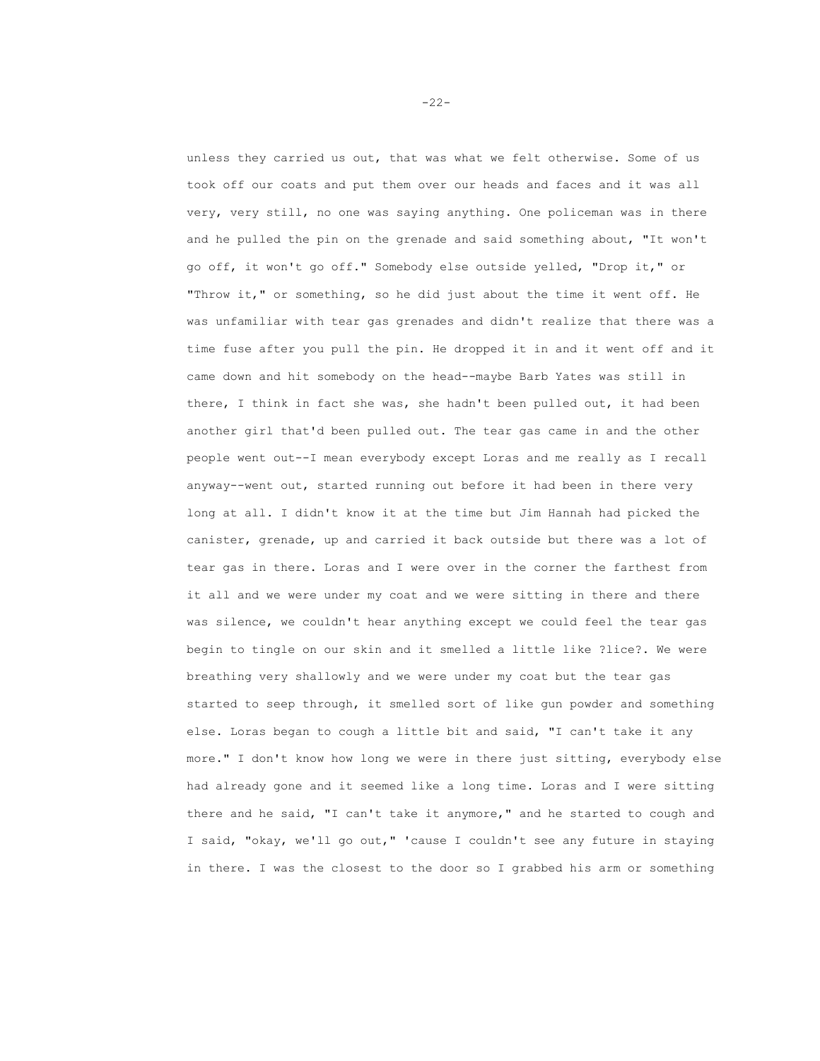unless they carried us out, that was what we felt otherwise. Some of us took off our coats and put them over our heads and faces and it was all very, very still, no one was saying anything. One policeman was in there and he pulled the pin on the grenade and said something about, "It won't go off, it won't go off." Somebody else outside yelled, "Drop it," or "Throw it," or something, so he did just about the time it went off. He was unfamiliar with tear gas grenades and didn't realize that there was a time fuse after you pull the pin. He dropped it in and it went off and it came down and hit somebody on the head--maybe Barb Yates was still in there, I think in fact she was, she hadn't been pulled out, it had been another girl that'd been pulled out. The tear gas came in and the other people went out--I mean everybody except Loras and me really as I recall anyway--went out, started running out before it had been in there very long at all. I didn't know it at the time but Jim Hannah had picked the canister, grenade, up and carried it back outside but there was a lot of tear gas in there. Loras and I were over in the corner the farthest from it all and we were under my coat and we were sitting in there and there was silence, we couldn't hear anything except we could feel the tear gas begin to tingle on our skin and it smelled a little like ?lice?. We were breathing very shallowly and we were under my coat but the tear gas started to seep through, it smelled sort of like gun powder and something else. Loras began to cough a little bit and said, "I can't take it any more." I don't know how long we were in there just sitting, everybody else had already gone and it seemed like a long time. Loras and I were sitting there and he said, "I can't take it anymore," and he started to cough and I said, "okay, we'll go out," 'cause I couldn't see any future in staying in there. I was the closest to the door so I grabbed his arm or something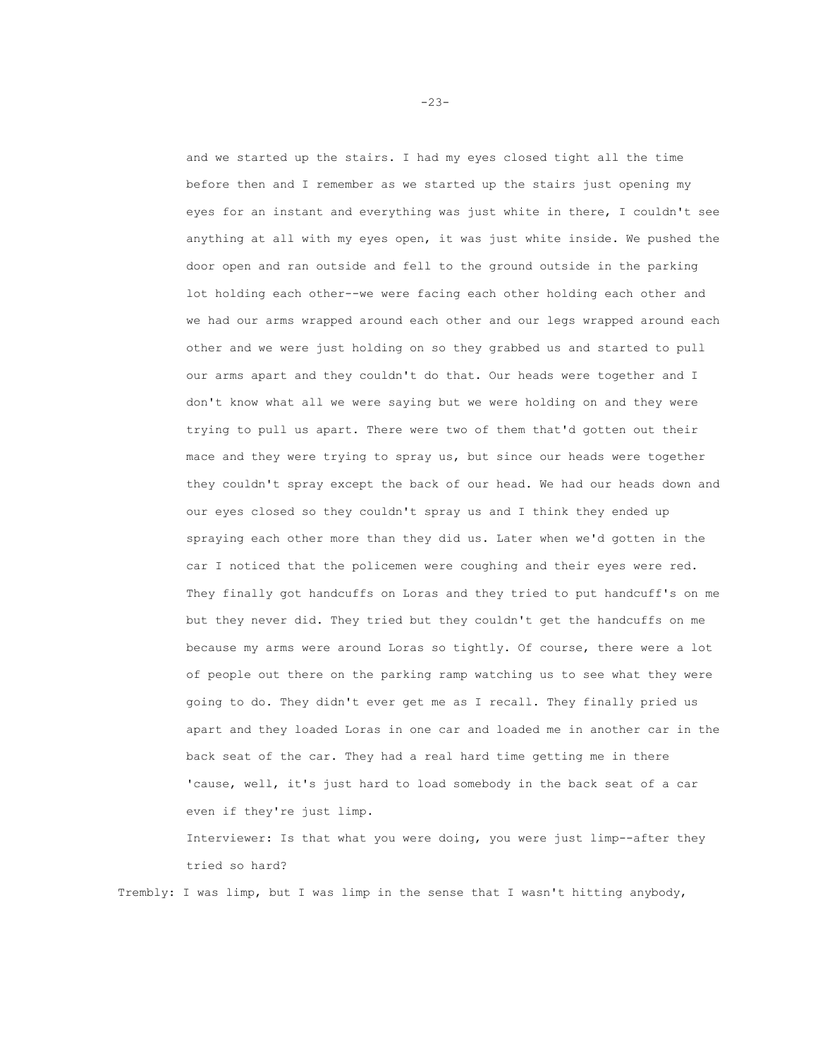and we started up the stairs. I had my eyes closed tight all the time before then and I remember as we started up the stairs just opening my eyes for an instant and everything was just white in there, I couldn't see anything at all with my eyes open, it was just white inside. We pushed the door open and ran outside and fell to the ground outside in the parking lot holding each other--we were facing each other holding each other and we had our arms wrapped around each other and our legs wrapped around each other and we were just holding on so they grabbed us and started to pull our arms apart and they couldn't do that. Our heads were together and I don't know what all we were saying but we were holding on and they were trying to pull us apart. There were two of them that'd gotten out their mace and they were trying to spray us, but since our heads were together they couldn't spray except the back of our head. We had our heads down and our eyes closed so they couldn't spray us and I think they ended up spraying each other more than they did us. Later when we'd gotten in the car I noticed that the policemen were coughing and their eyes were red. They finally got handcuffs on Loras and they tried to put handcuff's on me but they never did. They tried but they couldn't get the handcuffs on me because my arms were around Loras so tightly. Of course, there were a lot of people out there on the parking ramp watching us to see what they were going to do. They didn't ever get me as I recall. They finally pried us apart and they loaded Loras in one car and loaded me in another car in the back seat of the car. They had a real hard time getting me in there 'cause, well, it's just hard to load somebody in the back seat of a car even if they're just limp.

Interviewer: Is that what you were doing, you were just limp--after they tried so hard?

Trembly: I was limp, but I was limp in the sense that I wasn't hitting anybody,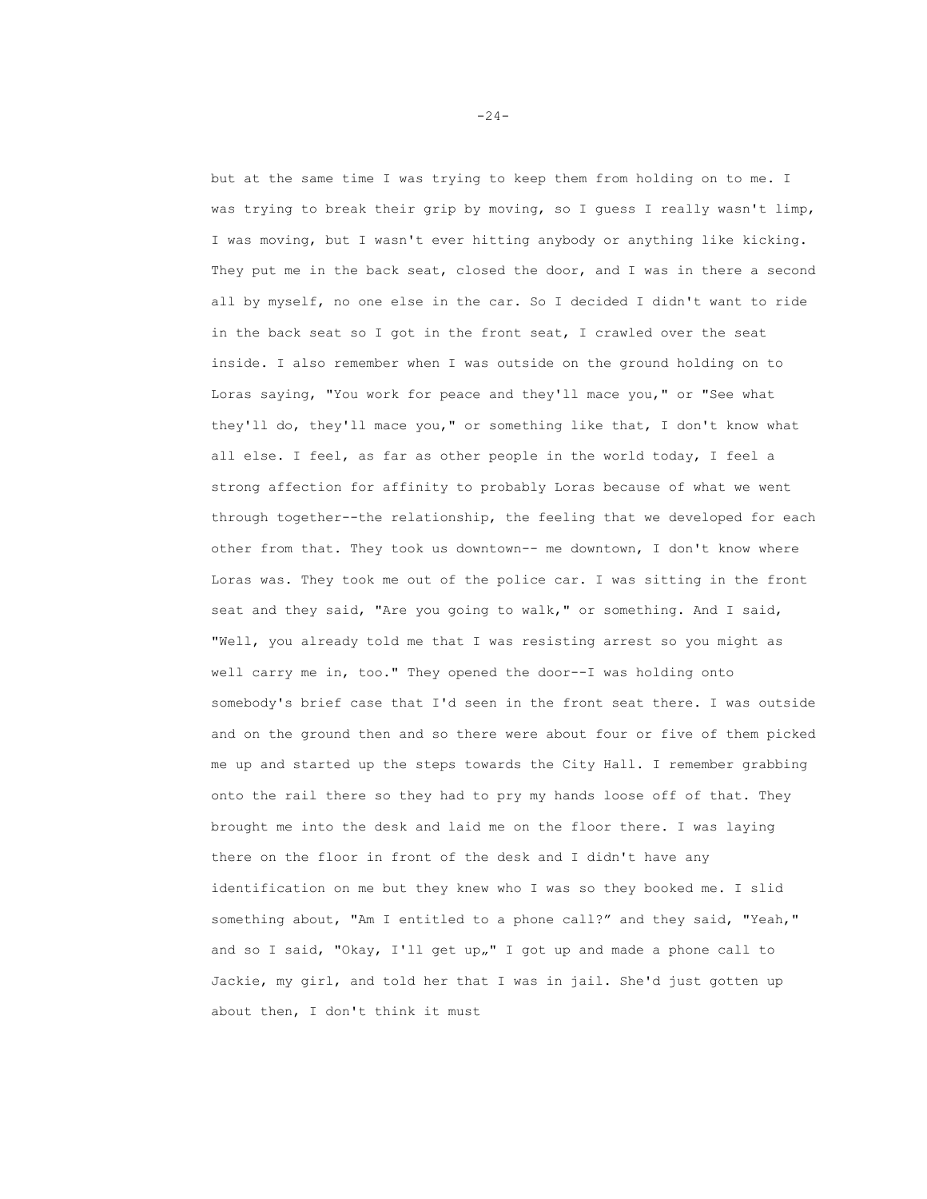but at the same time I was trying to keep them from holding on to me. I was trying to break their grip by moving, so I guess I really wasn't limp, I was moving, but I wasn't ever hitting anybody or anything like kicking. They put me in the back seat, closed the door, and I was in there a second all by myself, no one else in the car. So I decided I didn't want to ride in the back seat so I got in the front seat, I crawled over the seat inside. I also remember when I was outside on the ground holding on to Loras saying, "You work for peace and they'll mace you," or "See what they'll do, they'll mace you," or something like that, I don't know what all else. I feel, as far as other people in the world today, I feel a strong affection for affinity to probably Loras because of what we went through together--the relationship, the feeling that we developed for each other from that. They took us downtown-- me downtown, I don't know where Loras was. They took me out of the police car. I was sitting in the front seat and they said, "Are you going to walk," or something. And I said, "Well, you already told me that I was resisting arrest so you might as well carry me in, too." They opened the door--I was holding onto somebody's brief case that I'd seen in the front seat there. I was outside and on the ground then and so there were about four or five of them picked me up and started up the steps towards the City Hall. I remember grabbing onto the rail there so they had to pry my hands loose off of that. They brought me into the desk and laid me on the floor there. I was laying there on the floor in front of the desk and I didn't have any identification on me but they knew who I was so they booked me. I slid something about, "Am I entitled to a phone call?" and they said, "Yeah," and so I said, "Okay, I'll get up„" I got up and made a phone call to Jackie, my girl, and told her that I was in jail. She'd just gotten up about then, I don't think it must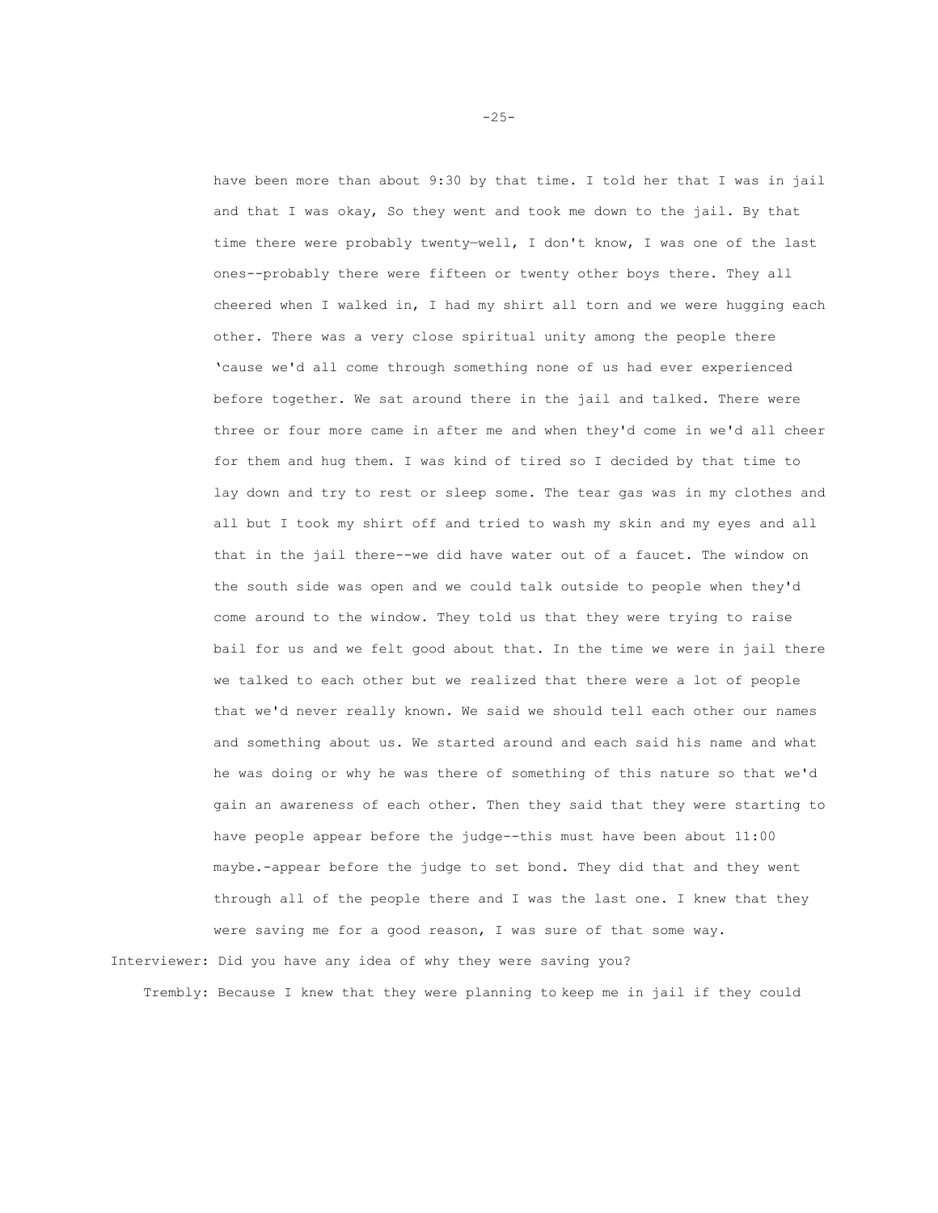have been more than about 9:30 by that time. I told her that I was in jail and that I was okay, So they went and took me down to the jail. By that time there were probably twenty—well, I don't know, I was one of the last ones--probably there were fifteen or twenty other boys there. They all cheered when I walked in, I had my shirt all torn and we were hugging each other. There was a very close spiritual unity among the people there 'cause we'd all come through something none of us had ever experienced before together. We sat around there in the jail and talked. There were three or four more came in after me and when they'd come in we'd all cheer for them and hug them. I was kind of tired so I decided by that time to lay down and try to rest or sleep some. The tear gas was in my clothes and all but I took my shirt off and tried to wash my skin and my eyes and all that in the jail there--we did have water out of a faucet. The window on the south side was open and we could talk outside to people when they'd come around to the window. They told us that they were trying to raise bail for us and we felt good about that. In the time we were in jail there we talked to each other but we realized that there were a lot of people that we'd never really known. We said we should tell each other our names and something about us. We started around and each said his name and what he was doing or why he was there of something of this nature so that we'd gain an awareness of each other. Then they said that they were starting to have people appear before the judge--this must have been about 11:00 maybe.-appear before the judge to set bond. They did that and they went through all of the people there and I was the last one. I knew that they were saving me for a good reason, I was sure of that some way.

Interviewer: Did you have any idea of why they were saving you?

Trembly: Because I knew that they were planning to keep me in jail if they could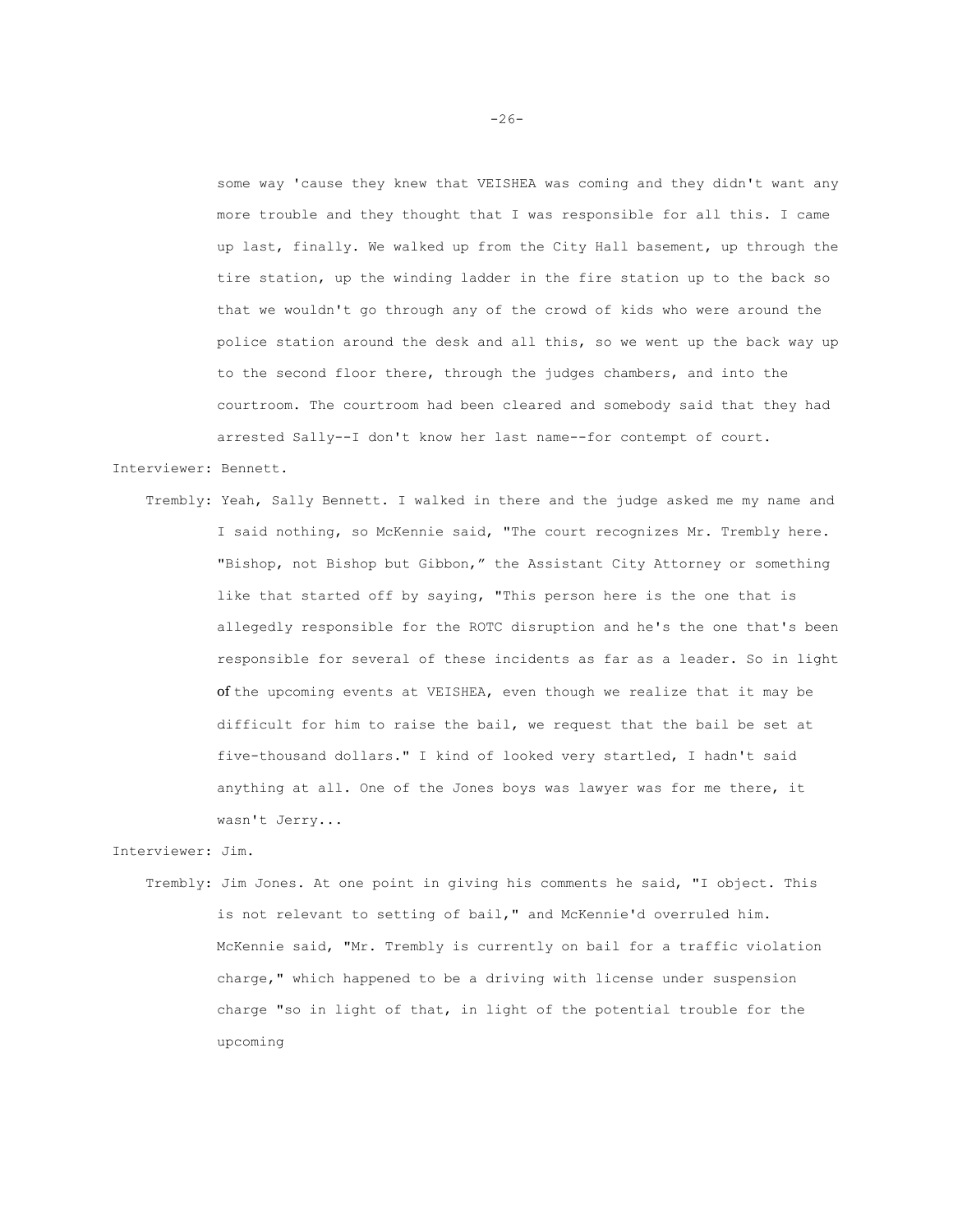some way 'cause they knew that VEISHEA was coming and they didn't want any more trouble and they thought that I was responsible for all this. I came up last, finally. We walked up from the City Hall basement, up through the tire station, up the winding ladder in the fire station up to the back so that we wouldn't go through any of the crowd of kids who were around the police station around the desk and all this, so we went up the back way up to the second floor there, through the judges chambers, and into the courtroom. The courtroom had been cleared and somebody said that they had arrested Sally--I don't know her last name--for contempt of court.

Interviewer: Bennett.

Trembly: Yeah, Sally Bennett. I walked in there and the judge asked me my name and I said nothing, so McKennie said, "The court recognizes Mr. Trembly here. "Bishop, not Bishop but Gibbon," the Assistant City Attorney or something like that started off by saying, "This person here is the one that is allegedly responsible for the ROTC disruption and he's the one that's been responsible for several of these incidents as far as a leader. So in light of the upcoming events at VEISHEA, even though we realize that it may be difficult for him to raise the bail, we request that the bail be set at five-thousand dollars." I kind of looked very startled, I hadn't said anything at all. One of the Jones boys was lawyer was for me there, it wasn't Jerry...

Interviewer: Jim.

Trembly: Jim Jones. At one point in giving his comments he said, "I object. This is not relevant to setting of bail," and McKennie'd overruled him. McKennie said, "Mr. Trembly is currently on bail for a traffic violation charge," which happened to be a driving with license under suspension charge "so in light of that, in light of the potential trouble for the upcoming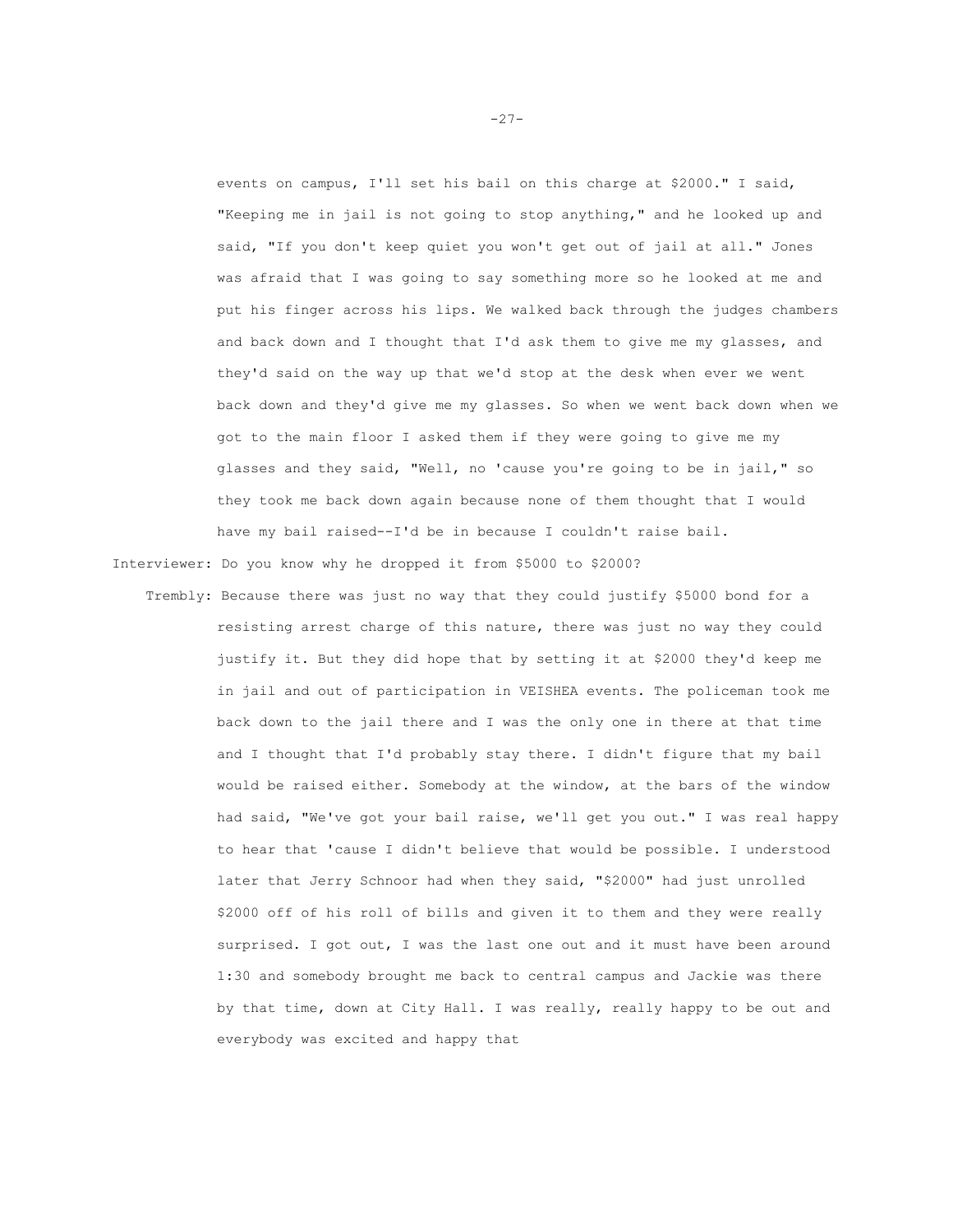events on campus, I'll set his bail on this charge at $2000." I said, "Keeping me in jail is not going to stop anything," and he looked up and said, "If you don't keep quiet you won't get out of jail at all." Jones was afraid that I was going to say something more so he looked at me and put his finger across his lips. We walked back through the judges chambers and back down and I thought that I'd ask them to give me my glasses, and they'd said on the way up that we'd stop at the desk when ever we went back down and they'd give me my glasses. So when we went back down when we got to the main floor I asked them if they were going to give me my glasses and they said, "Well, no 'cause you're going to be in jail," so they took me back down again because none of them thought that I would have my bail raised--I'd be in because I couldn't raise bail.

Interviewer: Do you know why he dropped it from $5000 to $2000?

Trembly: Because there was just no way that they could justify $5000 bond for a resisting arrest charge of this nature, there was just no way they could justify it. But they did hope that by setting it at $2000 they'd keep me in jail and out of participation in VEISHEA events. The policeman took me back down to the jail there and I was the only one in there at that time and I thought that I'd probably stay there. I didn't figure that my bail would be raised either. Somebody at the window, at the bars of the window had said, "We've got your bail raise, we'll get you out." I was real happy to hear that 'cause I didn't believe that would be possible. I understood later that Jerry Schnoor had when they said, "$2000" had just unrolled $2000 off of his roll of bills and given it to them and they were really surprised. I got out, I was the last one out and it must have been around 1:30 and somebody brought me back to central campus and Jackie was there by that time, down at City Hall. I was really, really happy to be out and everybody was excited and happy that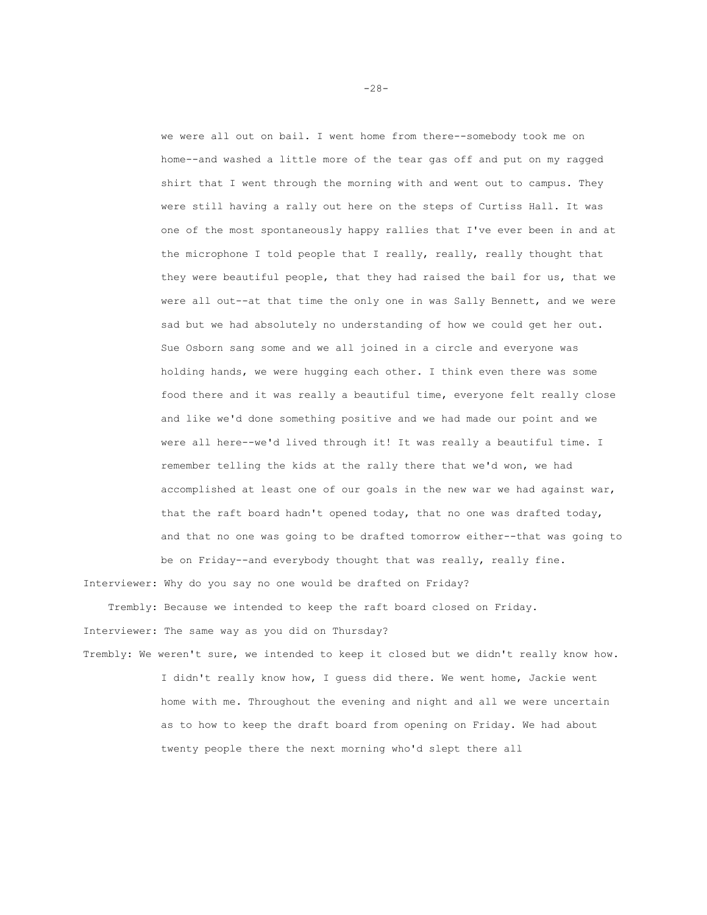we were all out on bail. I went home from there--somebody took me on home--and washed a little more of the tear gas off and put on my ragged shirt that I went through the morning with and went out to campus. They were still having a rally out here on the steps of Curtiss Hall. It was one of the most spontaneously happy rallies that I've ever been in and at the microphone I told people that I really, really, really thought that they were beautiful people, that they had raised the bail for us, that we were all out--at that time the only one in was Sally Bennett, and we were sad but we had absolutely no understanding of how we could get her out. Sue Osborn sang some and we all joined in a circle and everyone was holding hands, we were hugging each other. I think even there was some food there and it was really a beautiful time, everyone felt really close and like we'd done something positive and we had made our point and we were all here--we'd lived through it! It was really a beautiful time. I remember telling the kids at the rally there that we'd won, we had accomplished at least one of our goals in the new war we had against war, that the raft board hadn't opened today, that no one was drafted today, and that no one was going to be drafted tomorrow either--that was going to be on Friday--and everybody thought that was really, really fine.

Interviewer: Why do you say no one would be drafted on Friday?

Trembly: Because we intended to keep the raft board closed on Friday.

Interviewer: The same way as you did on Thursday?

Trembly: We weren't sure, we intended to keep it closed but we didn't really know how. I didn't really know how, I guess did there. We went home, Jackie went home with me. Throughout the evening and night and all we were uncertain as to how to keep the draft board from opening on Friday. We had about twenty people there the next morning who'd slept there all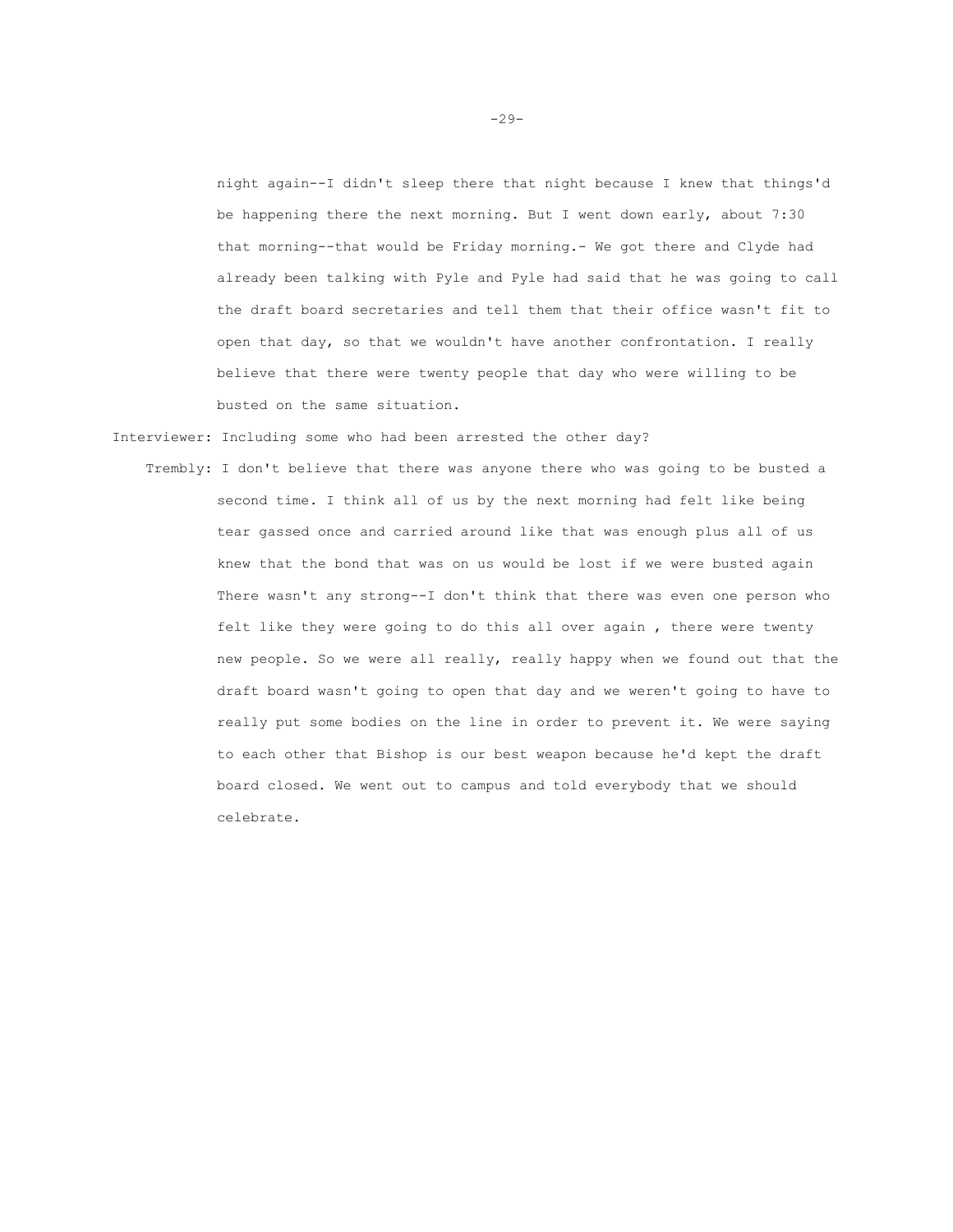night again--I didn't sleep there that night because I knew that things'd be happening there the next morning. But I went down early, about 7:30 that morning--that would be Friday morning.- We got there and Clyde had already been talking with Pyle and Pyle had said that he was going to call the draft board secretaries and tell them that their office wasn't fit to open that day, so that we wouldn't have another confrontation. I really believe that there were twenty people that day who were willing to be busted on the same situation.

Interviewer: Including some who had been arrested the other day?

Trembly: I don't believe that there was anyone there who was going to be busted a second time. I think all of us by the next morning had felt like being tear gassed once and carried around like that was enough plus all of us knew that the bond that was on us would be lost if we were busted again There wasn't any strong--I don't think that there was even one person who felt like they were going to do this all over again , there were twenty new people. So we were all really, really happy when we found out that the draft board wasn't going to open that day and we weren't going to have to really put some bodies on the line in order to prevent it. We were saying to each other that Bishop is our best weapon because he'd kept the draft board closed. We went out to campus and told everybody that we should celebrate.